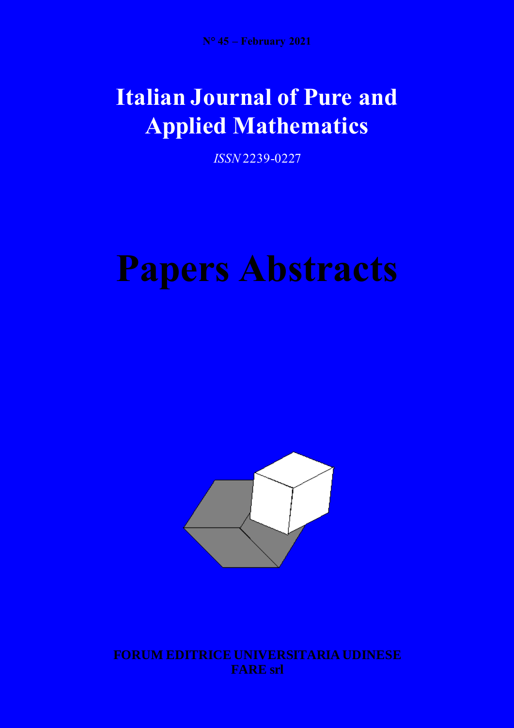N° 45 – February 2021

# Italian Journal of Pure and Applied Mathematics

*ISSN* 2239-0227

# Papers Abstracts

**FORUM EDITRICE UNIVERSITARIA UDINESE**
**FARE srl**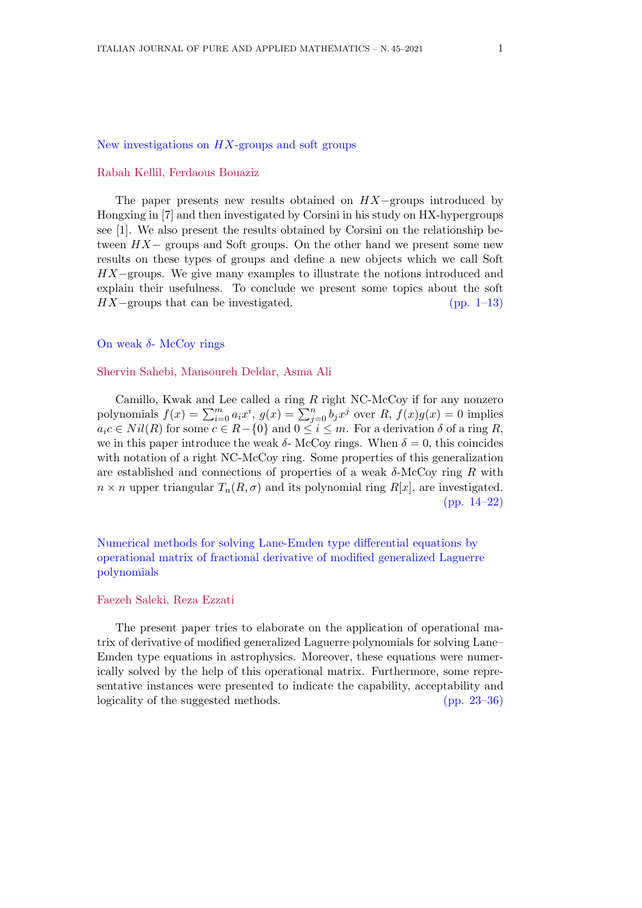## New investigations on $HX$-groups and soft groups

Rabah Kellil, Ferdaous Bouaziz

The paper presents new results obtained on $HX-$groups introduced by Hongxing in [7] and then investigated by Corsini in his study on HX-hypergroups see [1]. We also present the results obtained by Corsini on the relationship between $HX-$ groups and Soft groups. On the other hand we present some new results on these types of groups and define a new objects which we call Soft $HX-$groups. We give many examples to illustrate the notions introduced and explain their usefulness. To conclude we present some topics about the soft $HX-$groups that can be investigated. (pp. 1–13)

## On weak $\delta$- McCoy rings

Shervin Sahebi, Mansoureh Deldar, Asma Ali

Camillo, Kwak and Lee called a ring $R$ right NC-McCoy if for any nonzero polynomials $f(x) = \sum_{i=0}^{m} a_i x^i$, $g(x) = \sum_{j=0}^{n} b_j x^j$ over $R$, $f(x)g(x) = 0$ implies $a_i c \in Nil(R)$ for some $c \in R - \{0\}$ and $0 \leq i \leq m$. For a derivation $\delta$ of a ring $R$, we in this paper introduce the weak $\delta$- McCoy rings. When $\delta = 0$, this coincides with notation of a right NC-McCoy ring. Some properties of this generalization are established and connections of properties of a weak $\delta$-McCoy ring $R$ with $n \times n$ upper triangular $T_n(R, \sigma)$ and its polynomial ring $R[x]$, are investigated. (pp. 14–22)

## Numerical methods for solving Lane-Emden type differential equations by operational matrix of fractional derivative of modified generalized Laguerre polynomials

Faezeh Saleki, Reza Ezzati

The present paper tries to elaborate on the application of operational matrix of derivative of modified generalized Laguerre polynomials for solving Lane–Emden type equations in astrophysics. Moreover, these equations were numerically solved by the help of this operational matrix. Furthermore, some representative instances were presented to indicate the capability, acceptability and logicality of the suggested methods. (pp. 23–36)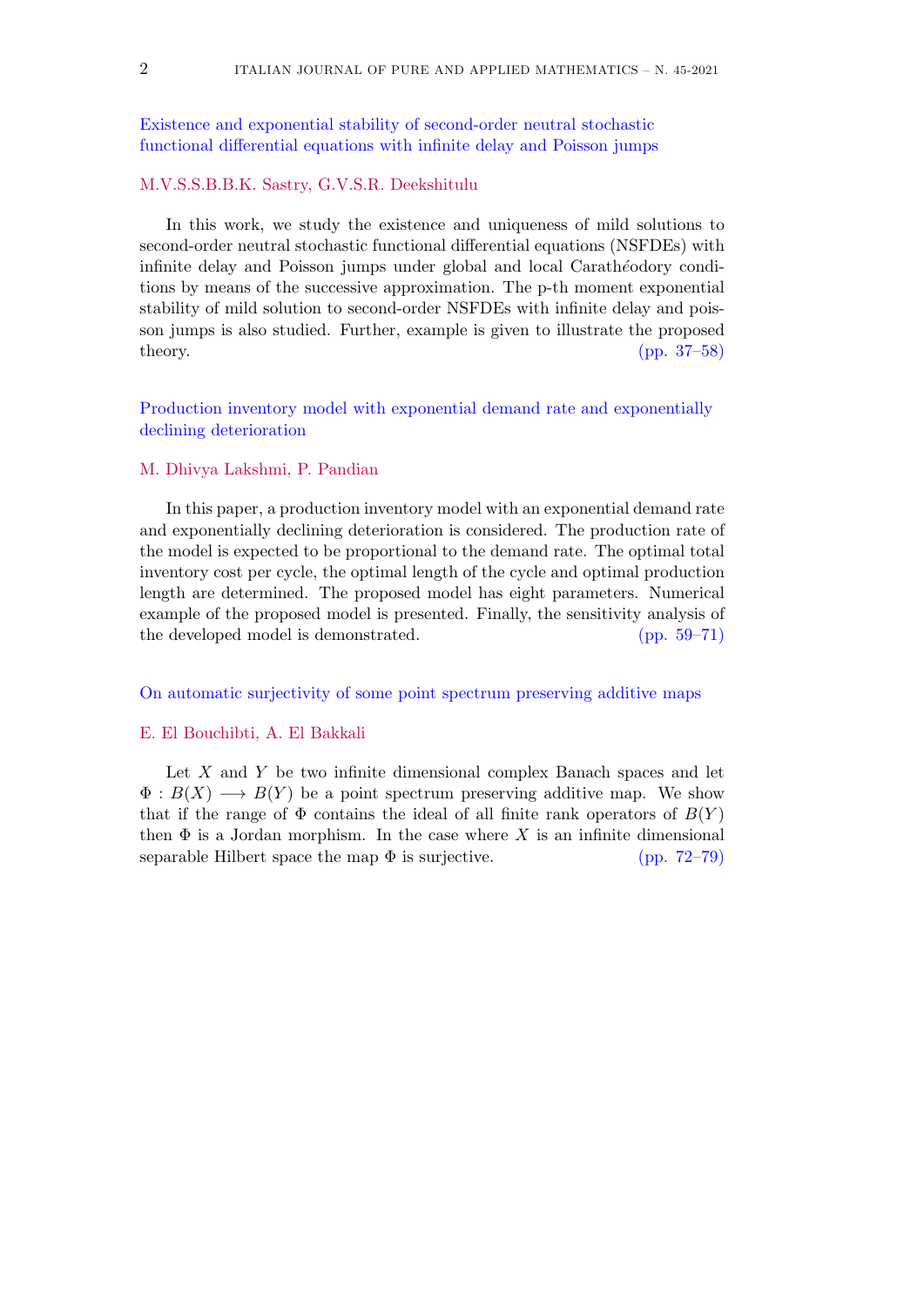[Existence and exponential stability of second-order neutral stochastic functional differential equations with infinite delay and Poisson jumps](#)

M.V.S.S.B.B.K. Sastry, G.V.S.R. Deekshitulu

In this work, we study the existence and uniqueness of mild solutions to second-order neutral stochastic functional differential equations (NSFDEs) with infinite delay and Poisson jumps under global and local Carathéodory conditions by means of the successive approximation. The p-th moment exponential stability of mild solution to second-order NSFDEs with infinite delay and poisson jumps is also studied. Further, example is given to illustrate the proposed theory. (pp. 37–58)

[Production inventory model with exponential demand rate and exponentially declining deterioration](#)

M. Dhivya Lakshmi, P. Pandian

In this paper, a production inventory model with an exponential demand rate and exponentially declining deterioration is considered. The production rate of the model is expected to be proportional to the demand rate. The optimal total inventory cost per cycle, the optimal length of the cycle and optimal production length are determined. The proposed model has eight parameters. Numerical example of the proposed model is presented. Finally, the sensitivity analysis of the developed model is demonstrated. (pp. 59–71)

[On automatic surjectivity of some point spectrum preserving additive maps](#)

E. El Bouchibti, A. El Bakkali

Let $X$ and $Y$ be two infinite dimensional complex Banach spaces and let $\Phi : B(X) \longrightarrow B(Y)$ be a point spectrum preserving additive map. We show that if the range of $\Phi$ contains the ideal of all finite rank operators of $B(Y)$ then $\Phi$ is a Jordan morphism. In the case where $X$ is an infinite dimensional separable Hilbert space the map $\Phi$ is surjective. (pp. 72–79)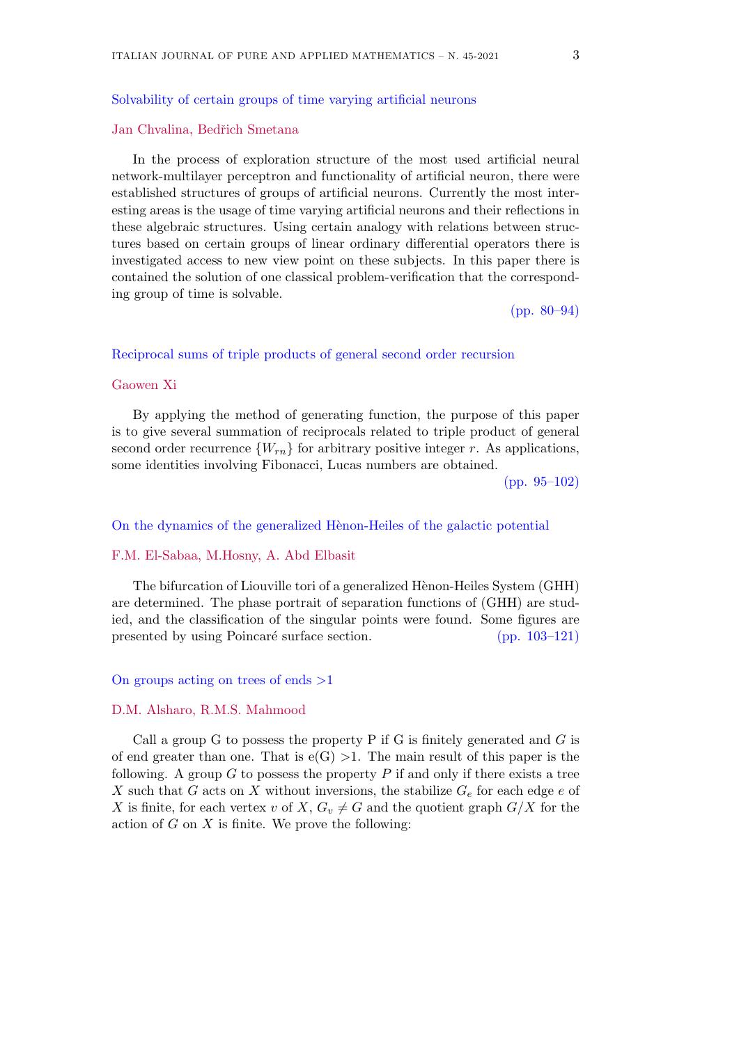### Solvability of certain groups of time varying artificial neurons

Jan Chvalina, Bedřich Smetana

In the process of exploration structure of the most used artificial neural network-multilayer perceptron and functionality of artificial neuron, there were established structures of groups of artificial neurons. Currently the most interesting areas is the usage of time varying artificial neurons and their reflections in these algebraic structures. Using certain analogy with relations between structures based on certain groups of linear ordinary differential operators there is investigated access to new view point on these subjects. In this paper there is contained the solution of one classical problem-verification that the corresponding group of time is solvable.

(pp. 80–94)

### Reciprocal sums of triple products of general second order recursion

Gaowen Xi

By applying the method of generating function, the purpose of this paper is to give several summation of reciprocals related to triple product of general second order recurrence $\{W_{rn}\}$ for arbitrary positive integer $r$. As applications, some identities involving Fibonacci, Lucas numbers are obtained.

(pp. 95–102)

### On the dynamics of the generalized Hènon-Heiles of the galactic potential

F.M. El-Sabaa, M.Hosny, A. Abd Elbasit

The bifurcation of Liouville tori of a generalized Hènon-Heiles System (GHH) are determined. The phase portrait of separation functions of (GHH) are studied, and the classification of the singular points were found. Some figures are presented by using Poincaré surface section. (pp. 103–121)

### On groups acting on trees of ends >1

D.M. Alsharo, R.M.S. Mahmood

Call a group G to possess the property P if G is finitely generated and $G$ is of end greater than one. That is e(G) >1. The main result of this paper is the following. A group $G$ to possess the property $P$ if and only if there exists a tree $X$ such that $G$ acts on $X$ without inversions, the stabilize $G_e$ for each edge $e$ of $X$ is finite, for each vertex $v$ of $X$, $G_v \neq G$ and the quotient graph $G/X$ for the action of $G$ on $X$ is finite. We prove the following: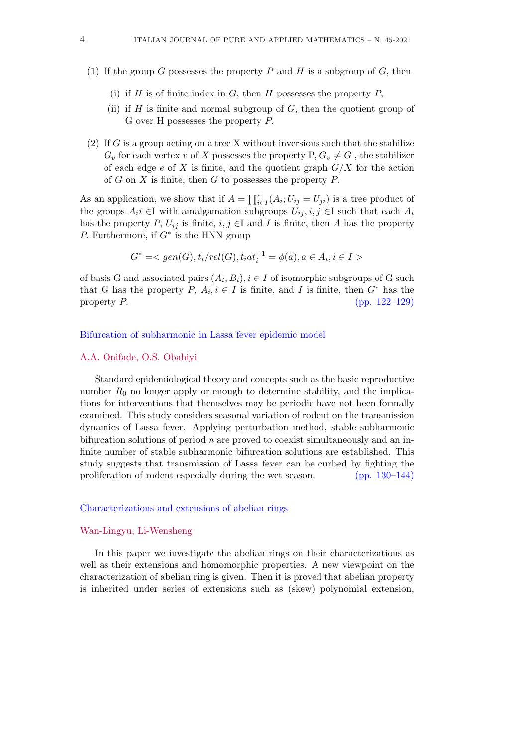(1) If the group $G$ possesses the property $P$ and $H$ is a subgroup of $G$, then

   (i) if $H$ is of finite index in $G$, then $H$ possesses the property $P$,

   (ii) if $H$ is finite and normal subgroup of $G$, then the quotient group of G over H possesses the property $P$.

(2) If $G$ is a group acting on a tree X without inversions such that the stabilize $G_v$ for each vertex $v$ of $X$ possesses the property P, $G_v \neq G$ , the stabilizer of each edge $e$ of $X$ is finite, and the quotient graph $G/X$ for the action of $G$ on $X$ is finite, then $G$ to possesses the property $P$.

As an application, we show that if $A = \prod^*_{i \in I}(A_i; U_{ij} = U_{ji})$ is a tree product of the groups $A_i i$ ∈I with amalgamation subgroups $U_{ij}, i, j$ ∈I such that each $A_i$ has the property $P$, $U_{ij}$ is finite, $i, j$ ∈I and $I$ is finite, then $A$ has the property $P$. Furthermore, if $G^*$ is the HNN group

$$G^* = < gen(G), t_i / rel(G), t_i a t_i^{-1} = \phi(a), a \in A_i, i \in I >$$

of basis G and associated pairs $(A_i, B_i), i \in I$ of isomorphic subgroups of G such that G has the property $P$, $A_i, i \in I$ is finite, and $I$ is finite, then $G^*$ has the property $P$. (pp. 122–129)

## Bifurcation of subharmonic in Lassa fever epidemic model

A.A. Onifade, O.S. Obabiyi

Standard epidemiological theory and concepts such as the basic reproductive number $R_0$ no longer apply or enough to determine stability, and the implications for interventions that themselves may be periodic have not been formally examined. This study considers seasonal variation of rodent on the transmission dynamics of Lassa fever. Applying perturbation method, stable subharmonic bifurcation solutions of period $n$ are proved to coexist simultaneously and an infinite number of stable subharmonic bifurcation solutions are established. This study suggests that transmission of Lassa fever can be curbed by fighting the proliferation of rodent especially during the wet season. (pp. 130–144)

## Characterizations and extensions of abelian rings

Wan-Lingyu, Li-Wensheng

In this paper we investigate the abelian rings on their characterizations as well as their extensions and homomorphic properties. A new viewpoint on the characterization of abelian ring is given. Then it is proved that abelian property is inherited under series of extensions such as (skew) polynomial extension,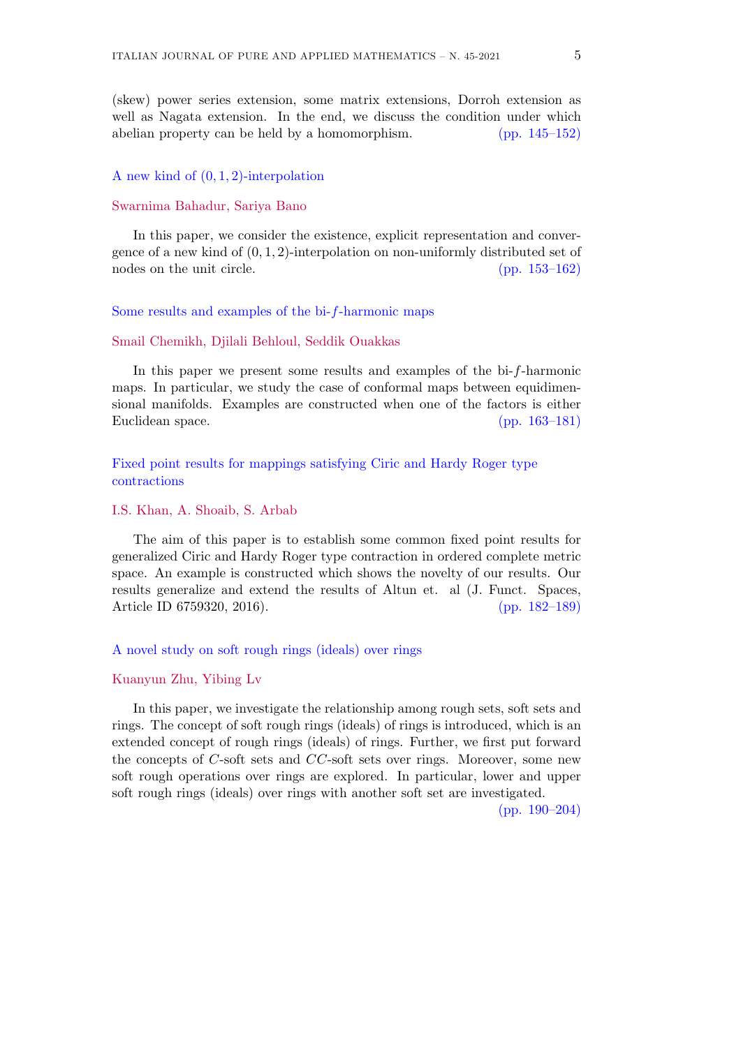(skew) power series extension, some matrix extensions, Dorroh extension as well as Nagata extension. In the end, we discuss the condition under which abelian property can be held by a homomorphism. (pp. 145–152)

### A new kind of $(0, 1, 2)$-interpolation

Swarnima Bahadur, Sariya Bano

In this paper, we consider the existence, explicit representation and convergence of a new kind of $(0, 1, 2)$-interpolation on non-uniformly distributed set of nodes on the unit circle. (pp. 153–162)

### Some results and examples of the bi-$f$-harmonic maps

Smail Chemikh, Djilali Behloul, Seddik Ouakkas

In this paper we present some results and examples of the bi-$f$-harmonic maps. In particular, we study the case of conformal maps between equidimensional manifolds. Examples are constructed when one of the factors is either Euclidean space. (pp. 163–181)

### Fixed point results for mappings satisfying Ciric and Hardy Roger type contractions

I.S. Khan, A. Shoaib, S. Arbab

The aim of this paper is to establish some common fixed point results for generalized Ciric and Hardy Roger type contraction in ordered complete metric space. An example is constructed which shows the novelty of our results. Our results generalize and extend the results of Altun et. al (J. Funct. Spaces, Article ID 6759320, 2016). (pp. 182–189)

### A novel study on soft rough rings (ideals) over rings

Kuanyun Zhu, Yibing Lv

In this paper, we investigate the relationship among rough sets, soft sets and rings. The concept of soft rough rings (ideals) of rings is introduced, which is an extended concept of rough rings (ideals) of rings. Further, we first put forward the concepts of $C$-soft sets and $CC$-soft sets over rings. Moreover, some new soft rough operations over rings are explored. In particular, lower and upper soft rough rings (ideals) over rings with another soft set are investigated. (pp. 190–204)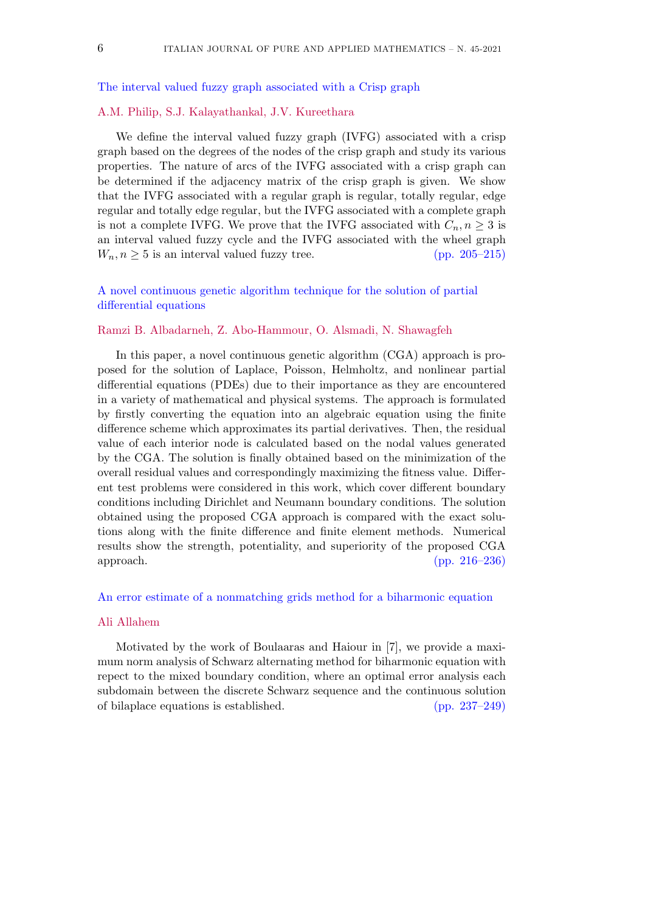## The interval valued fuzzy graph associated with a Crisp graph

A.M. Philip, S.J. Kalayathankal, J.V. Kureethara

We define the interval valued fuzzy graph (IVFG) associated with a crisp graph based on the degrees of the nodes of the crisp graph and study its various properties. The nature of arcs of the IVFG associated with a crisp graph can be determined if the adjacency matrix of the crisp graph is given. We show that the IVFG associated with a regular graph is regular, totally regular, edge regular and totally edge regular, but the IVFG associated with a complete graph is not a complete IVFG. We prove that the IVFG associated with $C_n, n \geq 3$ is an interval valued fuzzy cycle and the IVFG associated with the wheel graph $W_n, n \geq 5$ is an interval valued fuzzy tree. (pp. 205–215)

## A novel continuous genetic algorithm technique for the solution of partial differential equations

Ramzi B. Albadarneh, Z. Abo-Hammour, O. Alsmadi, N. Shawagfeh

In this paper, a novel continuous genetic algorithm (CGA) approach is proposed for the solution of Laplace, Poisson, Helmholtz, and nonlinear partial differential equations (PDEs) due to their importance as they are encountered in a variety of mathematical and physical systems. The approach is formulated by firstly converting the equation into an algebraic equation using the finite difference scheme which approximates its partial derivatives. Then, the residual value of each interior node is calculated based on the nodal values generated by the CGA. The solution is finally obtained based on the minimization of the overall residual values and correspondingly maximizing the fitness value. Different test problems were considered in this work, which cover different boundary conditions including Dirichlet and Neumann boundary conditions. The solution obtained using the proposed CGA approach is compared with the exact solutions along with the finite difference and finite element methods. Numerical results show the strength, potentiality, and superiority of the proposed CGA approach. (pp. 216–236)

## An error estimate of a nonmatching grids method for a biharmonic equation

Ali Allahem

Motivated by the work of Boulaaras and Haiour in [7], we provide a maximum norm analysis of Schwarz alternating method for biharmonic equation with repect to the mixed boundary condition, where an optimal error analysis each subdomain between the discrete Schwarz sequence and the continuous solution of bilaplace equations is established. (pp. 237–249)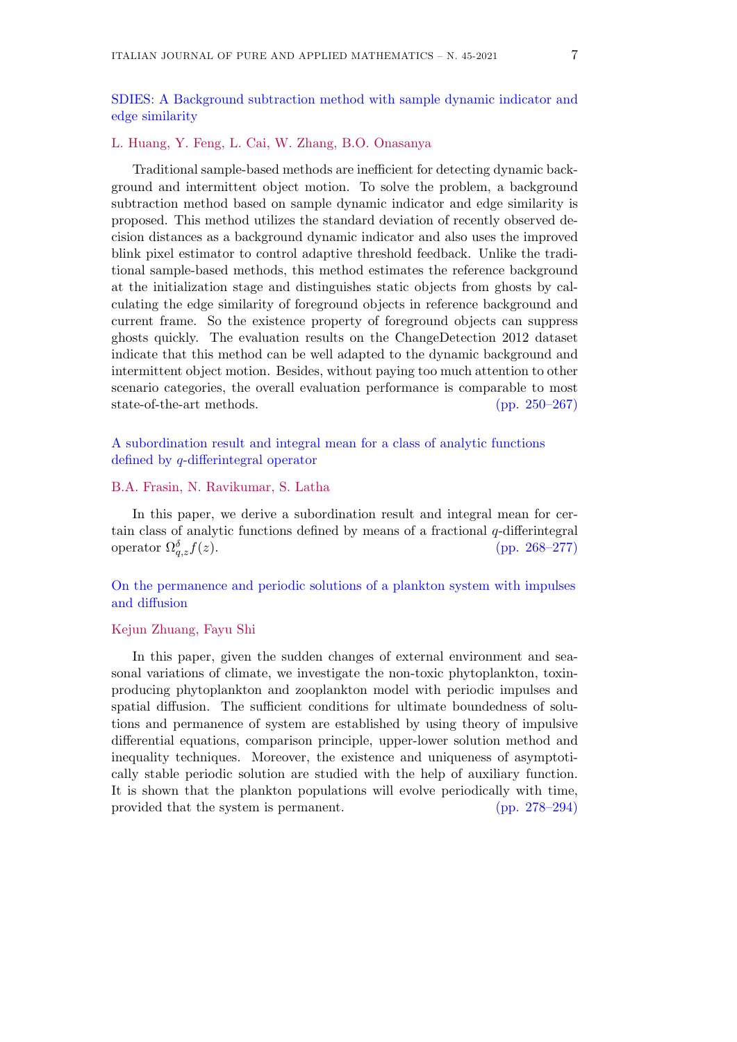## SDIES: A Background subtraction method with sample dynamic indicator and edge similarity

L. Huang, Y. Feng, L. Cai, W. Zhang, B.O. Onasanya

Traditional sample-based methods are inefficient for detecting dynamic background and intermittent object motion. To solve the problem, a background subtraction method based on sample dynamic indicator and edge similarity is proposed. This method utilizes the standard deviation of recently observed decision distances as a background dynamic indicator and also uses the improved blink pixel estimator to control adaptive threshold feedback. Unlike the traditional sample-based methods, this method estimates the reference background at the initialization stage and distinguishes static objects from ghosts by calculating the edge similarity of foreground objects in reference background and current frame. So the existence property of foreground objects can suppress ghosts quickly. The evaluation results on the ChangeDetection 2012 dataset indicate that this method can be well adapted to the dynamic background and intermittent object motion. Besides, without paying too much attention to other scenario categories, the overall evaluation performance is comparable to most state-of-the-art methods. (pp. 250–267)

## A subordination result and integral mean for a class of analytic functions defined by $q$-differintegral operator

B.A. Frasin, N. Ravikumar, S. Latha

In this paper, we derive a subordination result and integral mean for certain class of analytic functions defined by means of a fractional $q$-differintegral operator $\Omega^{\delta}_{q,z}f(z)$. (pp. 268–277)

## On the permanence and periodic solutions of a plankton system with impulses and diffusion

Kejun Zhuang, Fayu Shi

In this paper, given the sudden changes of external environment and seasonal variations of climate, we investigate the non-toxic phytoplankton, toxin-producing phytoplankton and zooplankton model with periodic impulses and spatial diffusion. The sufficient conditions for ultimate boundedness of solutions and permanence of system are established by using theory of impulsive differential equations, comparison principle, upper-lower solution method and inequality techniques. Moreover, the existence and uniqueness of asymptotically stable periodic solution are studied with the help of auxiliary function. It is shown that the plankton populations will evolve periodically with time, provided that the system is permanent. (pp. 278–294)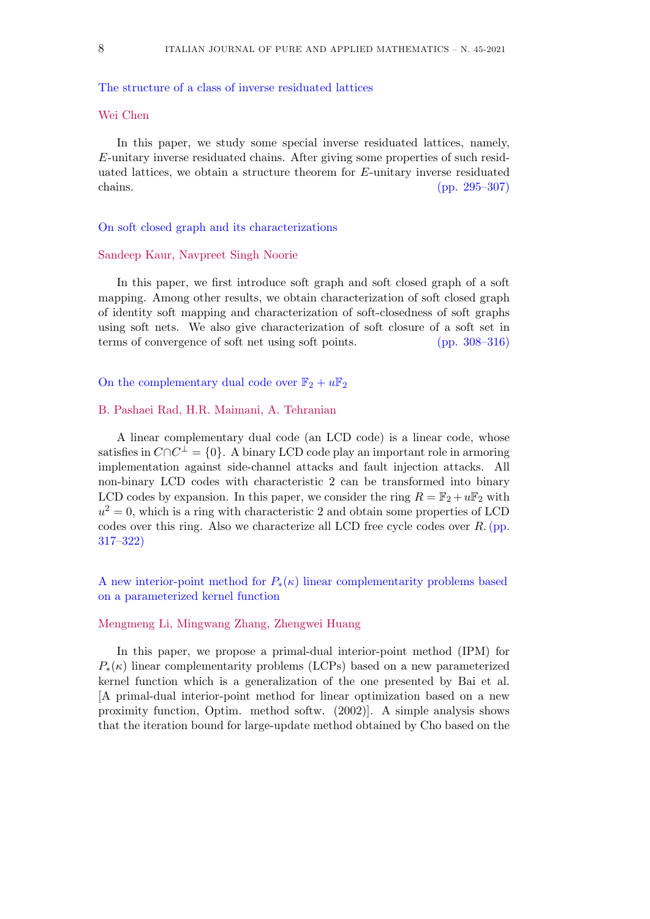### The structure of a class of inverse residuated lattices

Wei Chen

In this paper, we study some special inverse residuated lattices, namely, $E$-unitary inverse residuated chains. After giving some properties of such residuated lattices, we obtain a structure theorem for $E$-unitary inverse residuated chains. (pp. 295–307)

### On soft closed graph and its characterizations

Sandeep Kaur, Navpreet Singh Noorie

In this paper, we first introduce soft graph and soft closed graph of a soft mapping. Among other results, we obtain characterization of soft closed graph of identity soft mapping and characterization of soft-closedness of soft graphs using soft nets. We also give characterization of soft closure of a soft set in terms of convergence of soft net using soft points. (pp. 308–316)

### On the complementary dual code over $\mathbb{F}_2 + u\mathbb{F}_2$

B. Pashaei Rad, H.R. Maimani, A. Tehranian

A linear complementary dual code (an LCD code) is a linear code, whose satisfies in $C \cap C^{\perp} = \{0\}$. A binary LCD code play an important role in armoring implementation against side-channel attacks and fault injection attacks. All non-binary LCD codes with characteristic 2 can be transformed into binary LCD codes by expansion. In this paper, we consider the ring $R = \mathbb{F}_2 + u\mathbb{F}_2$ with $u^2 = 0$, which is a ring with characteristic 2 and obtain some properties of LCD codes over this ring. Also we characterize all LCD free cycle codes over $R$. (pp. 317–322)

### A new interior-point method for $P_*(\kappa)$ linear complementarity problems based on a parameterized kernel function

Mengmeng Li, Mingwang Zhang, Zhengwei Huang

In this paper, we propose a primal-dual interior-point method (IPM) for $P_*(\kappa)$ linear complementarity problems (LCPs) based on a new parameterized kernel function which is a generalization of the one presented by Bai et al. [A primal-dual interior-point method for linear optimization based on a new proximity function, Optim. method softw. (2002)]. A simple analysis shows that the iteration bound for large-update method obtained by Cho based on the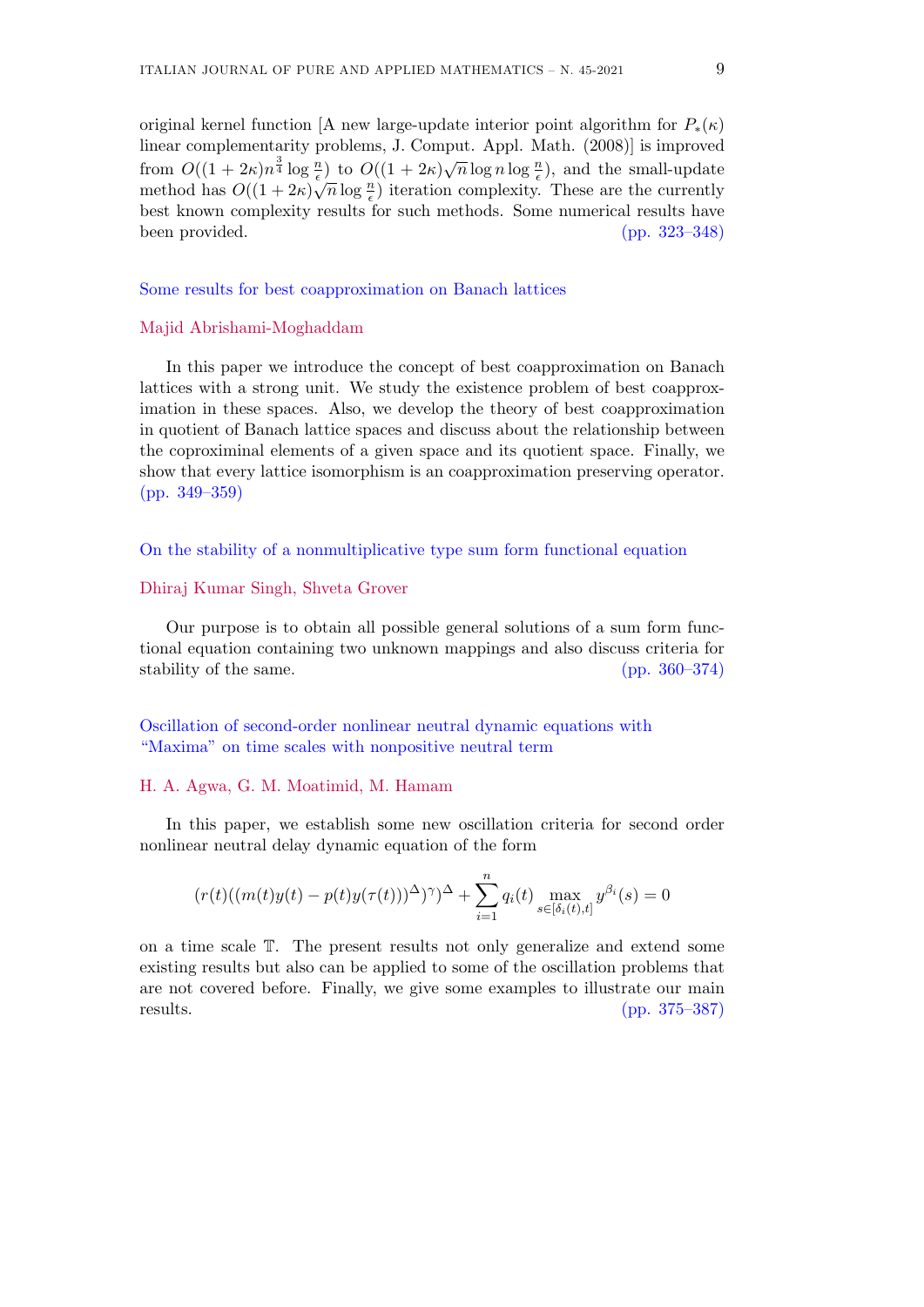original kernel function [A new large-update interior point algorithm for $P_*(\kappa)$ linear complementarity problems, J. Comput. Appl. Math. (2008)] is improved from $O((1+2\kappa)n^{\frac{3}{4}} \log \frac{n}{\epsilon})$ to $O((1+2\kappa)\sqrt{n} \log n \log \frac{n}{\epsilon})$, and the small-update method has $O((1+2\kappa)\sqrt{n} \log \frac{n}{\epsilon})$ iteration complexity. These are the currently best known complexity results for such methods. Some numerical results have been provided. (pp. 323–348)

## Some results for best coapproximation on Banach lattices

Majid Abrishami-Moghaddam

In this paper we introduce the concept of best coapproximation on Banach lattices with a strong unit. We study the existence problem of best coapproximation in these spaces. Also, we develop the theory of best coapproximation in quotient of Banach lattice spaces and discuss about the relationship between the coproximinal elements of a given space and its quotient space. Finally, we show that every lattice isomorphism is an coapproximation preserving operator. (pp. 349–359)

## On the stability of a nonmultiplicative type sum form functional equation

Dhiraj Kumar Singh, Shveta Grover

Our purpose is to obtain all possible general solutions of a sum form functional equation containing two unknown mappings and also discuss criteria for stability of the same. (pp. 360–374)

## Oscillation of second-order nonlinear neutral dynamic equations with "Maxima" on time scales with nonpositive neutral term

H. A. Agwa, G. M. Moatimid, M. Hamam

In this paper, we establish some new oscillation criteria for second order nonlinear neutral delay dynamic equation of the form

$$(r(t)((m(t)y(t)-p(t)y(\tau(t)))^{\Delta})^{\gamma})^{\Delta}+\sum_{i=1}^{n} q_i(t) \max_{s\in[\delta_i(t),t]} y^{\beta_i}(s)=0$$

on a time scale $\mathbb{T}$. The present results not only generalize and extend some existing results but also can be applied to some of the oscillation problems that are not covered before. Finally, we give some examples to illustrate our main results. (pp. 375–387)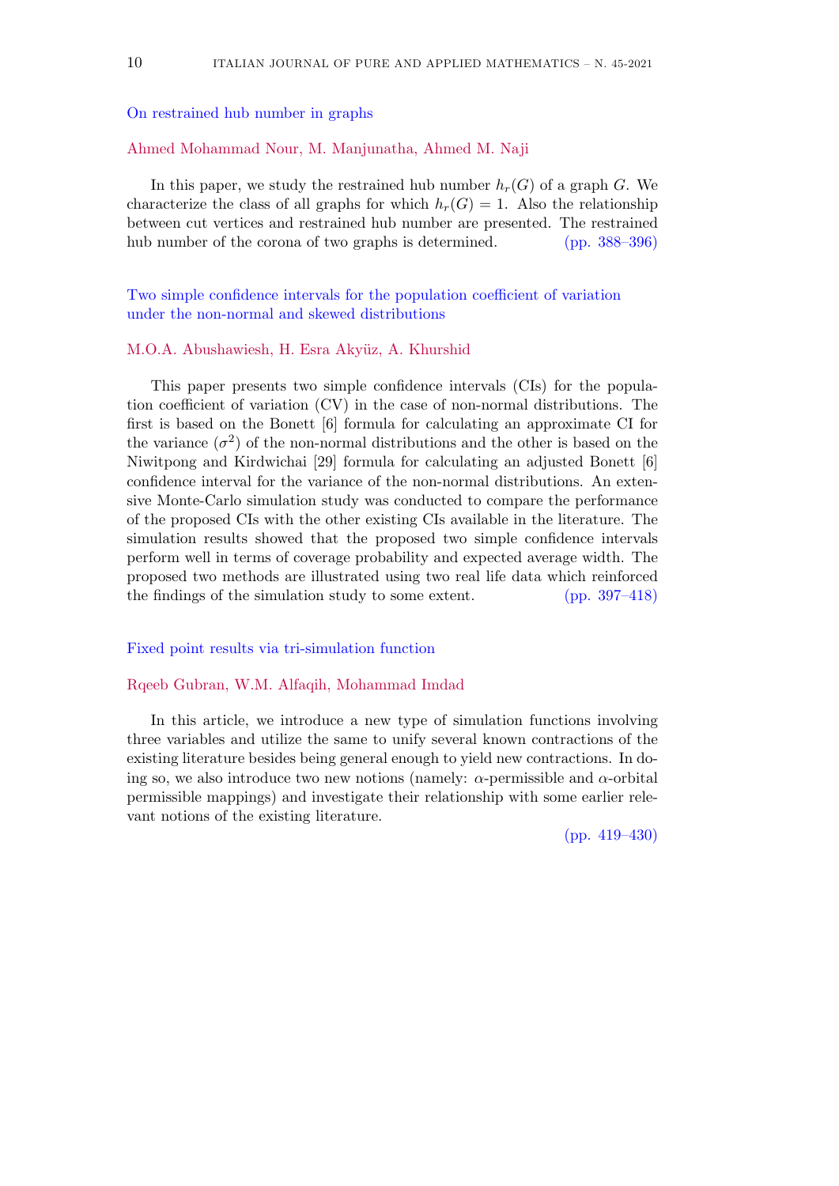## On restrained hub number in graphs

Ahmed Mohammad Nour, M. Manjunatha, Ahmed M. Naji

In this paper, we study the restrained hub number $h_r(G)$ of a graph $G$. We characterize the class of all graphs for which $h_r(G) = 1$. Also the relationship between cut vertices and restrained hub number are presented. The restrained hub number of the corona of two graphs is determined. (pp. 388–396)

## Two simple confidence intervals for the population coefficient of variation under the non-normal and skewed distributions

M.O.A. Abushawiesh, H. Esra Akyüz, A. Khurshid

This paper presents two simple confidence intervals (CIs) for the population coefficient of variation (CV) in the case of non-normal distributions. The first is based on the Bonett [6] formula for calculating an approximate CI for the variance ($\sigma^2$) of the non-normal distributions and the other is based on the Niwitpong and Kirdwichai [29] formula for calculating an adjusted Bonett [6] confidence interval for the variance of the non-normal distributions. An extensive Monte-Carlo simulation study was conducted to compare the performance of the proposed CIs with the other existing CIs available in the literature. The simulation results showed that the proposed two simple confidence intervals perform well in terms of coverage probability and expected average width. The proposed two methods are illustrated using two real life data which reinforced the findings of the simulation study to some extent. (pp. 397–418)

## Fixed point results via tri-simulation function

Rqeeb Gubran, W.M. Alfaqih, Mohammad Imdad

In this article, we introduce a new type of simulation functions involving three variables and utilize the same to unify several known contractions of the existing literature besides being general enough to yield new contractions. In doing so, we also introduce two new notions (namely: $\alpha$-permissible and $\alpha$-orbital permissible mappings) and investigate their relationship with some earlier relevant notions of the existing literature.

(pp. 419–430)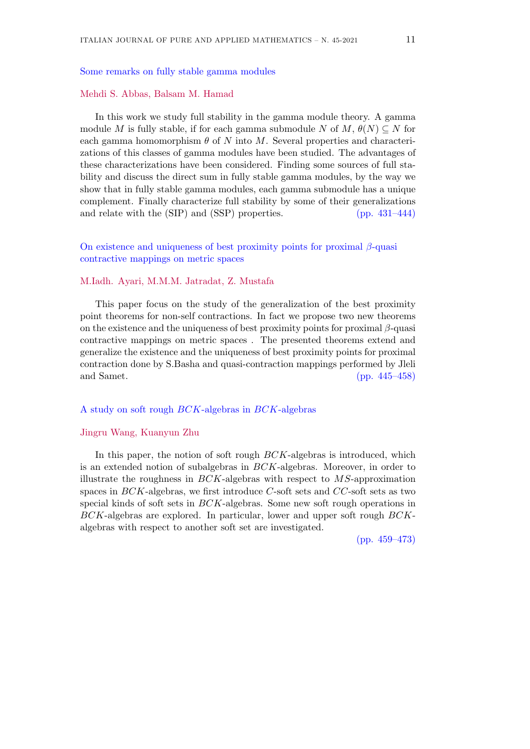## Some remarks on fully stable gamma modules

Mehdi S. Abbas, Balsam M. Hamad

In this work we study full stability in the gamma module theory. A gamma module $M$ is fully stable, if for each gamma submodule $N$ of $M$, $\theta(N) \subseteq N$ for each gamma homomorphism $\theta$ of $N$ into $M$. Several properties and characterizations of this classes of gamma modules have been studied. The advantages of these characterizations have been considered. Finding some sources of full stability and discuss the direct sum in fully stable gamma modules, by the way we show that in fully stable gamma modules, each gamma submodule has a unique complement. Finally characterize full stability by some of their generalizations and relate with the (SIP) and (SSP) properties. (pp. 431–444)

## On existence and uniqueness of best proximity points for proximal $\beta$-quasi contractive mappings on metric spaces

M.Iadh. Ayari, M.M.M. Jatradat, Z. Mustafa

This paper focus on the study of the generalization of the best proximity point theorems for non-self contractions. In fact we propose two new theorems on the existence and the uniqueness of best proximity points for proximal $\beta$-quasi contractive mappings on metric spaces . The presented theorems extend and generalize the existence and the uniqueness of best proximity points for proximal contraction done by S.Basha and quasi-contraction mappings performed by Jleli and Samet. (pp. 445–458)

## A study on soft rough $BCK$-algebras in $BCK$-algebras

Jingru Wang, Kuanyun Zhu

In this paper, the notion of soft rough $BCK$-algebras is introduced, which is an extended notion of subalgebras in $BCK$-algebras. Moreover, in order to illustrate the roughness in $BCK$-algebras with respect to $MS$-approximation spaces in $BCK$-algebras, we first introduce $C$-soft sets and $CC$-soft sets as two special kinds of soft sets in $BCK$-algebras. Some new soft rough operations in $BCK$-algebras are explored. In particular, lower and upper soft rough $BCK$-algebras with respect to another soft set are investigated.

(pp. 459–473)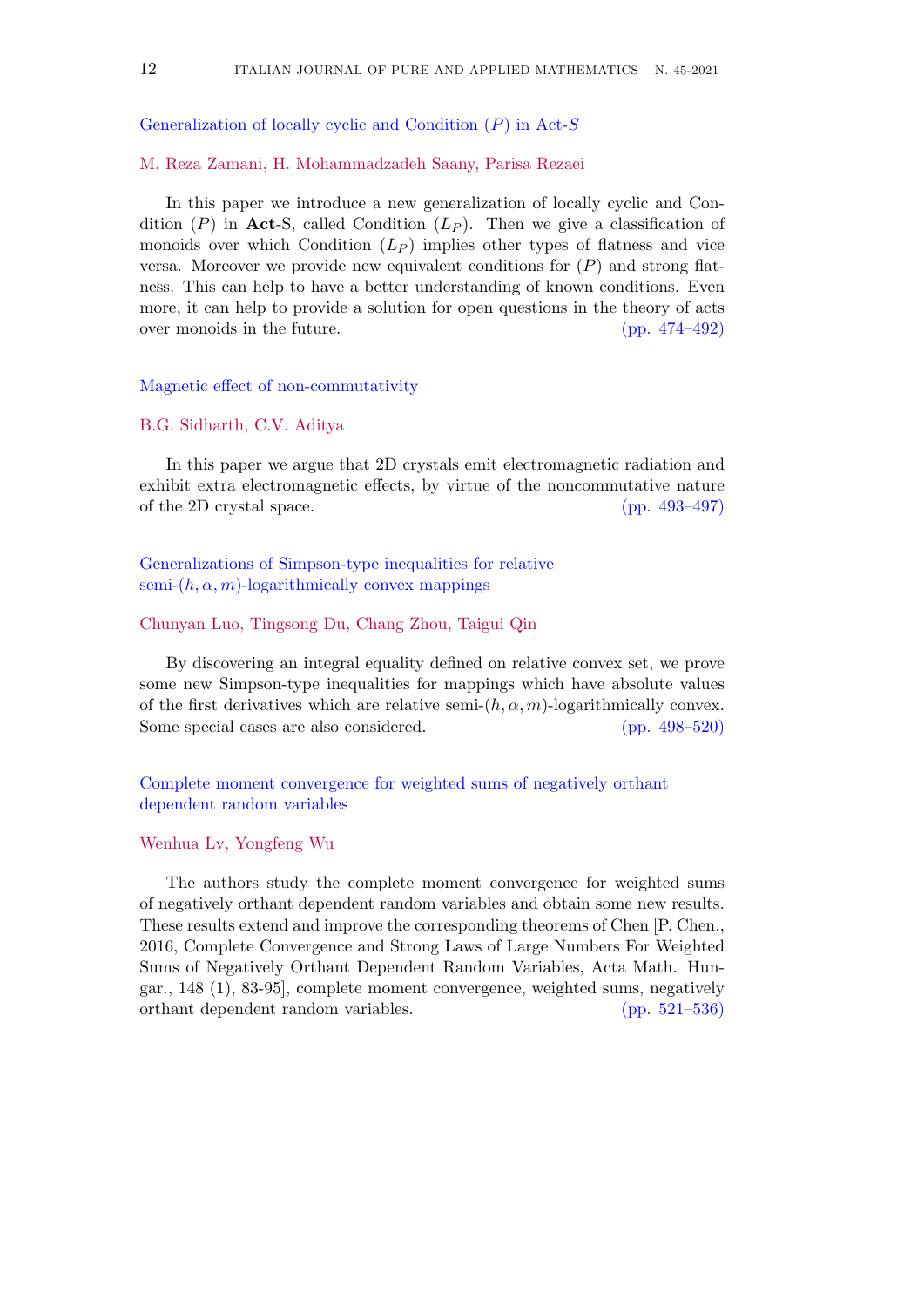## Generalization of locally cyclic and Condition $(P)$ in Act-$S$

M. Reza Zamani, H. Mohammadzadeh Saany, Parisa Rezaei

In this paper we introduce a new generalization of locally cyclic and Condition $(P)$ in **Act**-S, called Condition $(L_P)$. Then we give a classification of monoids over which Condition $(L_P)$ implies other types of flatness and vice versa. Moreover we provide new equivalent conditions for $(P)$ and strong flatness. This can help to have a better understanding of known conditions. Even more, it can help to provide a solution for open questions in the theory of acts over monoids in the future. (pp. 474–492)

## Magnetic effect of non-commutativity

B.G. Sidharth, C.V. Aditya

In this paper we argue that 2D crystals emit electromagnetic radiation and exhibit extra electromagnetic effects, by virtue of the noncommutative nature of the 2D crystal space. (pp. 493–497)

## Generalizations of Simpson-type inequalities for relative semi-$(h, \alpha, m)$-logarithmically convex mappings

Chunyan Luo, Tingsong Du, Chang Zhou, Taigui Qin

By discovering an integral equality defined on relative convex set, we prove some new Simpson-type inequalities for mappings which have absolute values of the first derivatives which are relative semi-$(h, \alpha, m)$-logarithmically convex. Some special cases are also considered. (pp. 498–520)

## Complete moment convergence for weighted sums of negatively orthant dependent random variables

Wenhua Lv, Yongfeng Wu

The authors study the complete moment convergence for weighted sums of negatively orthant dependent random variables and obtain some new results. These results extend and improve the corresponding theorems of Chen [P. Chen., 2016, Complete Convergence and Strong Laws of Large Numbers For Weighted Sums of Negatively Orthant Dependent Random Variables, Acta Math. Hungar., 148 (1), 83-95], complete moment convergence, weighted sums, negatively orthant dependent random variables. (pp. 521–536)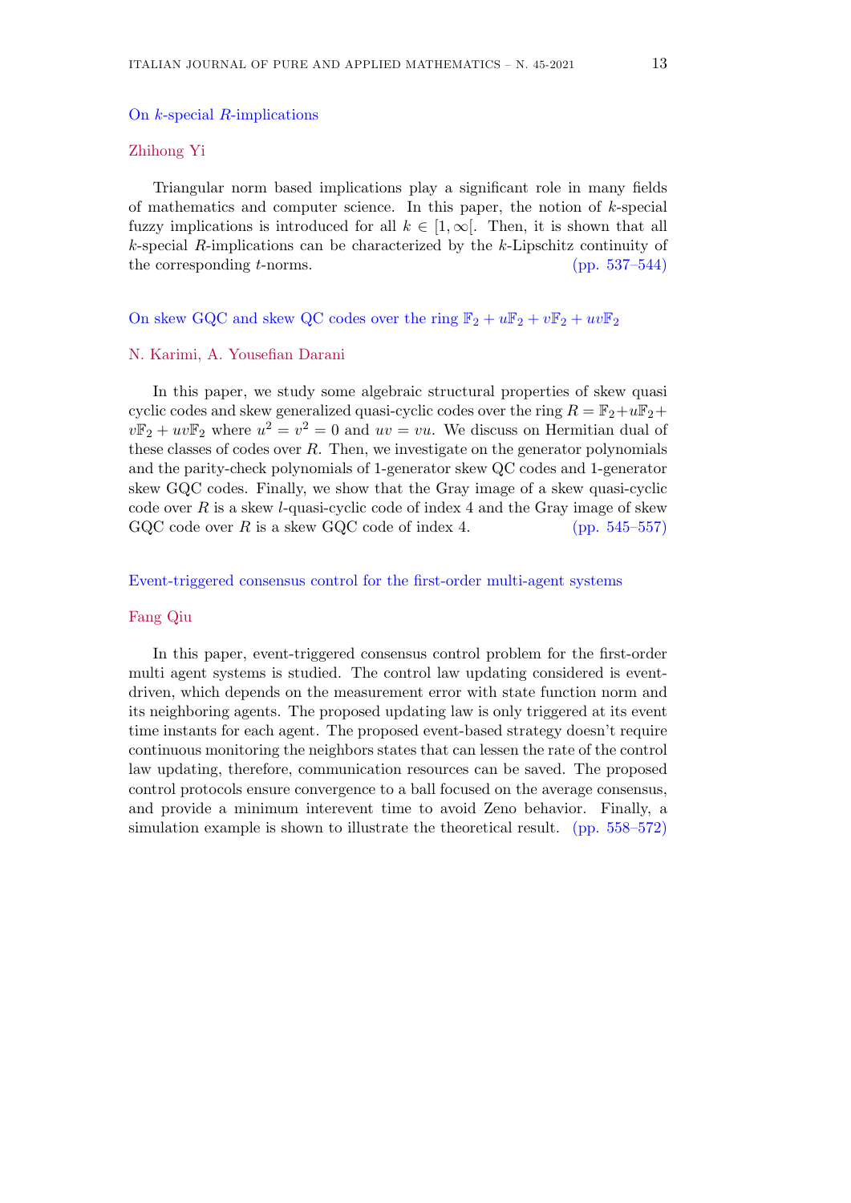### On $k$-special $R$-implications

Zhihong Yi

Triangular norm based implications play a significant role in many fields of mathematics and computer science. In this paper, the notion of $k$-special fuzzy implications is introduced for all $k \in [1, \infty[$. Then, it is shown that all $k$-special $R$-implications can be characterized by the $k$-Lipschitz continuity of the corresponding $t$-norms. (pp. 537–544)

### On skew GQC and skew QC codes over the ring $\mathbb{F}_2 + u\mathbb{F}_2 + v\mathbb{F}_2 + uv\mathbb{F}_2$

N. Karimi, A. Yousefian Darani

In this paper, we study some algebraic structural properties of skew quasi cyclic codes and skew generalized quasi-cyclic codes over the ring $R = \mathbb{F}_2 + u\mathbb{F}_2 + v\mathbb{F}_2 + uv\mathbb{F}_2$ where $u^2 = v^2 = 0$ and $uv = vu$. We discuss on Hermitian dual of these classes of codes over $R$. Then, we investigate on the generator polynomials and the parity-check polynomials of 1-generator skew QC codes and 1-generator skew GQC codes. Finally, we show that the Gray image of a skew quasi-cyclic code over $R$ is a skew $l$-quasi-cyclic code of index 4 and the Gray image of skew GQC code over $R$ is a skew GQC code of index 4. (pp. 545–557)

### Event-triggered consensus control for the first-order multi-agent systems

Fang Qiu

In this paper, event-triggered consensus control problem for the first-order multi agent systems is studied. The control law updating considered is event-driven, which depends on the measurement error with state function norm and its neighboring agents. The proposed updating law is only triggered at its event time instants for each agent. The proposed event-based strategy doesn't require continuous monitoring the neighbors states that can lessen the rate of the control law updating, therefore, communication resources can be saved. The proposed control protocols ensure convergence to a ball focused on the average consensus, and provide a minimum interevent time to avoid Zeno behavior. Finally, a simulation example is shown to illustrate the theoretical result. (pp. 558–572)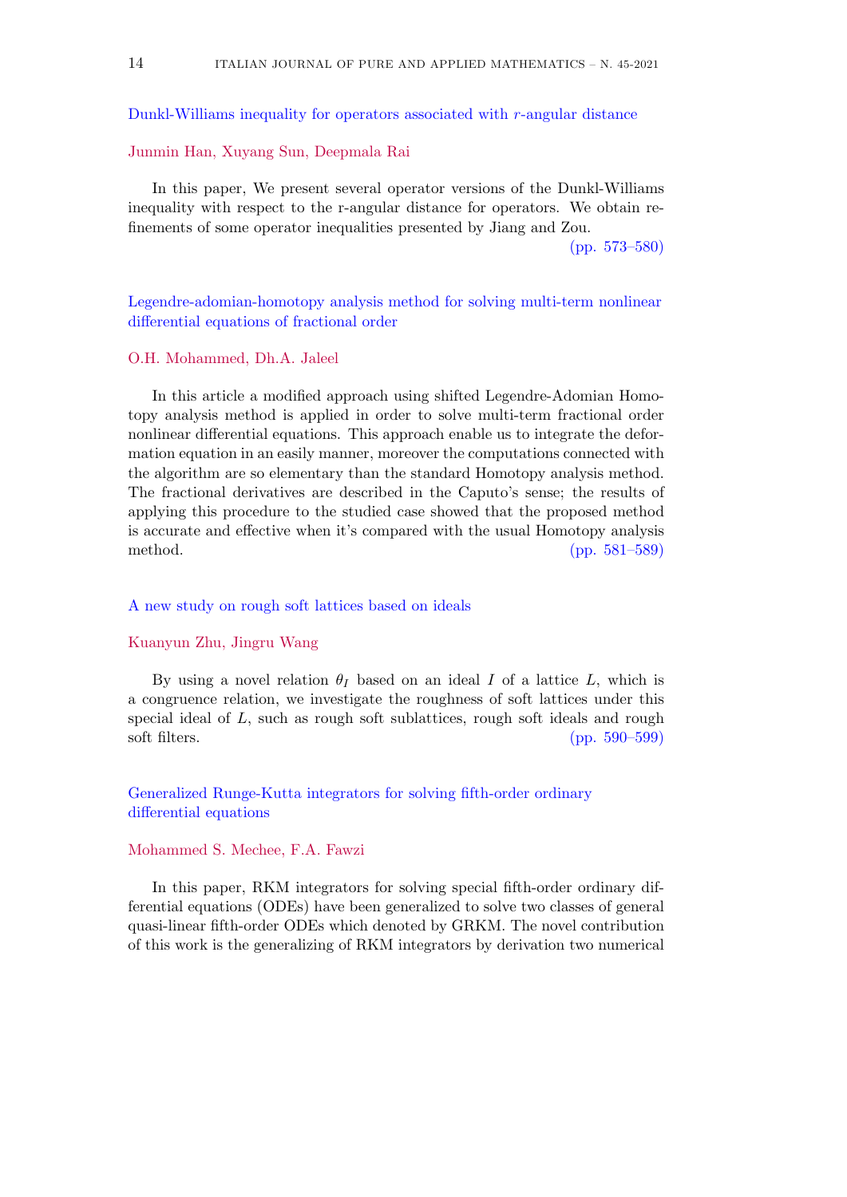## Dunkl-Williams inequality for operators associated with $r$-angular distance

Junmin Han, Xuyang Sun, Deepmala Rai

In this paper, We present several operator versions of the Dunkl-Williams inequality with respect to the r-angular distance for operators. We obtain refinements of some operator inequalities presented by Jiang and Zou.
(pp. 573–580)

## Legendre-adomian-homotopy analysis method for solving multi-term nonlinear differential equations of fractional order

O.H. Mohammed, Dh.A. Jaleel

In this article a modified approach using shifted Legendre-Adomian Homotopy analysis method is applied in order to solve multi-term fractional order nonlinear differential equations. This approach enable us to integrate the deformation equation in an easily manner, moreover the computations connected with the algorithm are so elementary than the standard Homotopy analysis method. The fractional derivatives are described in the Caputo's sense; the results of applying this procedure to the studied case showed that the proposed method is accurate and effective when it's compared with the usual Homotopy analysis method. (pp. 581–589)

## A new study on rough soft lattices based on ideals

Kuanyun Zhu, Jingru Wang

By using a novel relation $\theta_I$ based on an ideal $I$ of a lattice $L$, which is a congruence relation, we investigate the roughness of soft lattices under this special ideal of $L$, such as rough soft sublattices, rough soft ideals and rough soft filters. (pp. 590–599)

## Generalized Runge-Kutta integrators for solving fifth-order ordinary differential equations

Mohammed S. Mechee, F.A. Fawzi

In this paper, RKM integrators for solving special fifth-order ordinary differential equations (ODEs) have been generalized to solve two classes of general quasi-linear fifth-order ODEs which denoted by GRKM. The novel contribution of this work is the generalizing of RKM integrators by derivation two numerical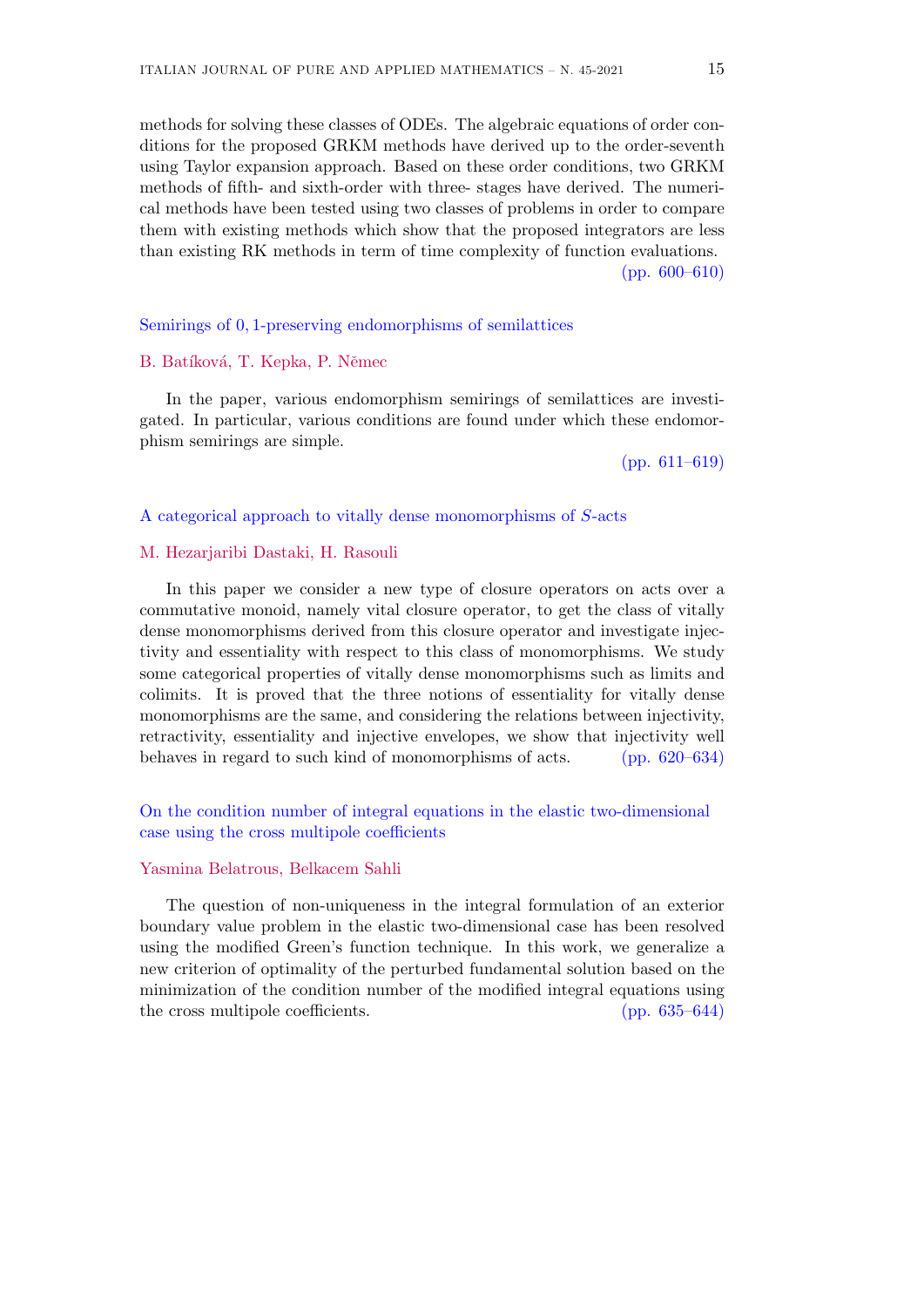methods for solving these classes of ODEs. The algebraic equations of order conditions for the proposed GRKM methods have derived up to the order-seventh using Taylor expansion approach. Based on these order conditions, two GRKM methods of fifth- and sixth-order with three- stages have derived. The numerical methods have been tested using two classes of problems in order to compare them with existing methods which show that the proposed integrators are less than existing RK methods in term of time complexity of function evaluations. (pp. 600–610)

## Semirings of $0, 1$-preserving endomorphisms of semilattices

B. Batíková, T. Kepka, P. Němec

In the paper, various endomorphism semirings of semilattices are investigated. In particular, various conditions are found under which these endomorphism semirings are simple.

(pp. 611–619)

## A categorical approach to vitally dense monomorphisms of $S$-acts

M. Hezarjaribi Dastaki, H. Rasouli

In this paper we consider a new type of closure operators on acts over a commutative monoid, namely vital closure operator, to get the class of vitally dense monomorphisms derived from this closure operator and investigate injectivity and essentiality with respect to this class of monomorphisms. We study some categorical properties of vitally dense monomorphisms such as limits and colimits. It is proved that the three notions of essentiality for vitally dense monomorphisms are the same, and considering the relations between injectivity, retractivity, essentiality and injective envelopes, we show that injectivity well behaves in regard to such kind of monomorphisms of acts. (pp. 620–634)

## On the condition number of integral equations in the elastic two-dimensional case using the cross multipole coefficients

Yasmina Belatrous, Belkacem Sahli

The question of non-uniqueness in the integral formulation of an exterior boundary value problem in the elastic two-dimensional case has been resolved using the modified Green's function technique. In this work, we generalize a new criterion of optimality of the perturbed fundamental solution based on the minimization of the condition number of the modified integral equations using the cross multipole coefficients. (pp. 635–644)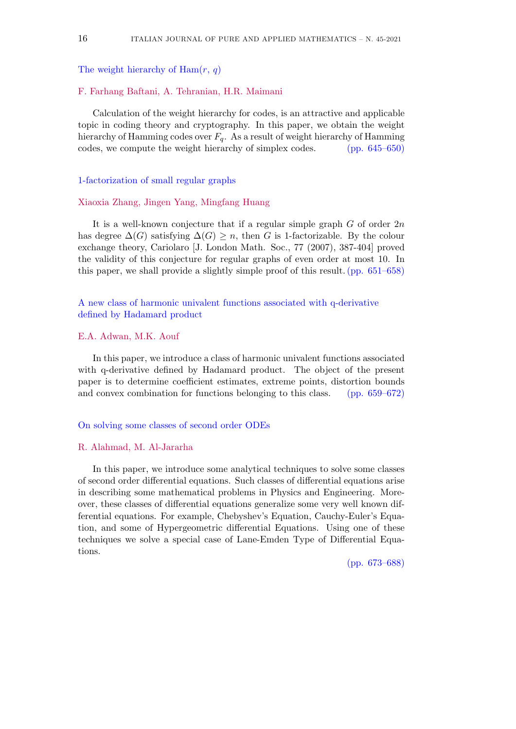## The weight hierarchy of Ham($r$, $q$)

F. Farhang Baftani, A. Tehranian, H.R. Maimani

Calculation of the weight hierarchy for codes, is an attractive and applicable topic in coding theory and cryptography. In this paper, we obtain the weight hierarchy of Hamming codes over $F_q$. As a result of weight hierarchy of Hamming codes, we compute the weight hierarchy of simplex codes. (pp. 645–650)

## 1-factorization of small regular graphs

Xiaoxia Zhang, Jingen Yang, Mingfang Huang

It is a well-known conjecture that if a regular simple graph $G$ of order $2n$ has degree $\Delta(G)$ satisfying $\Delta(G) \geq n$, then $G$ is 1-factorizable. By the colour exchange theory, Cariolaro [J. London Math. Soc., 77 (2007), 387-404] proved the validity of this conjecture for regular graphs of even order at most 10. In this paper, we shall provide a slightly simple proof of this result. (pp. 651–658)

## A new class of harmonic univalent functions associated with q-derivative defined by Hadamard product

E.A. Adwan, M.K. Aouf

In this paper, we introduce a class of harmonic univalent functions associated with q-derivative defined by Hadamard product. The object of the present paper is to determine coefficient estimates, extreme points, distortion bounds and convex combination for functions belonging to this class. (pp. 659–672)

## On solving some classes of second order ODEs

R. Alahmad, M. Al-Jararha

In this paper, we introduce some analytical techniques to solve some classes of second order differential equations. Such classes of differential equations arise in describing some mathematical problems in Physics and Engineering. Moreover, these classes of differential equations generalize some very well known differential equations. For example, Chebyshev's Equation, Cauchy-Euler's Equation, and some of Hypergeometric differential Equations. Using one of these techniques we solve a special case of Lane-Emden Type of Differential Equations.

(pp. 673–688)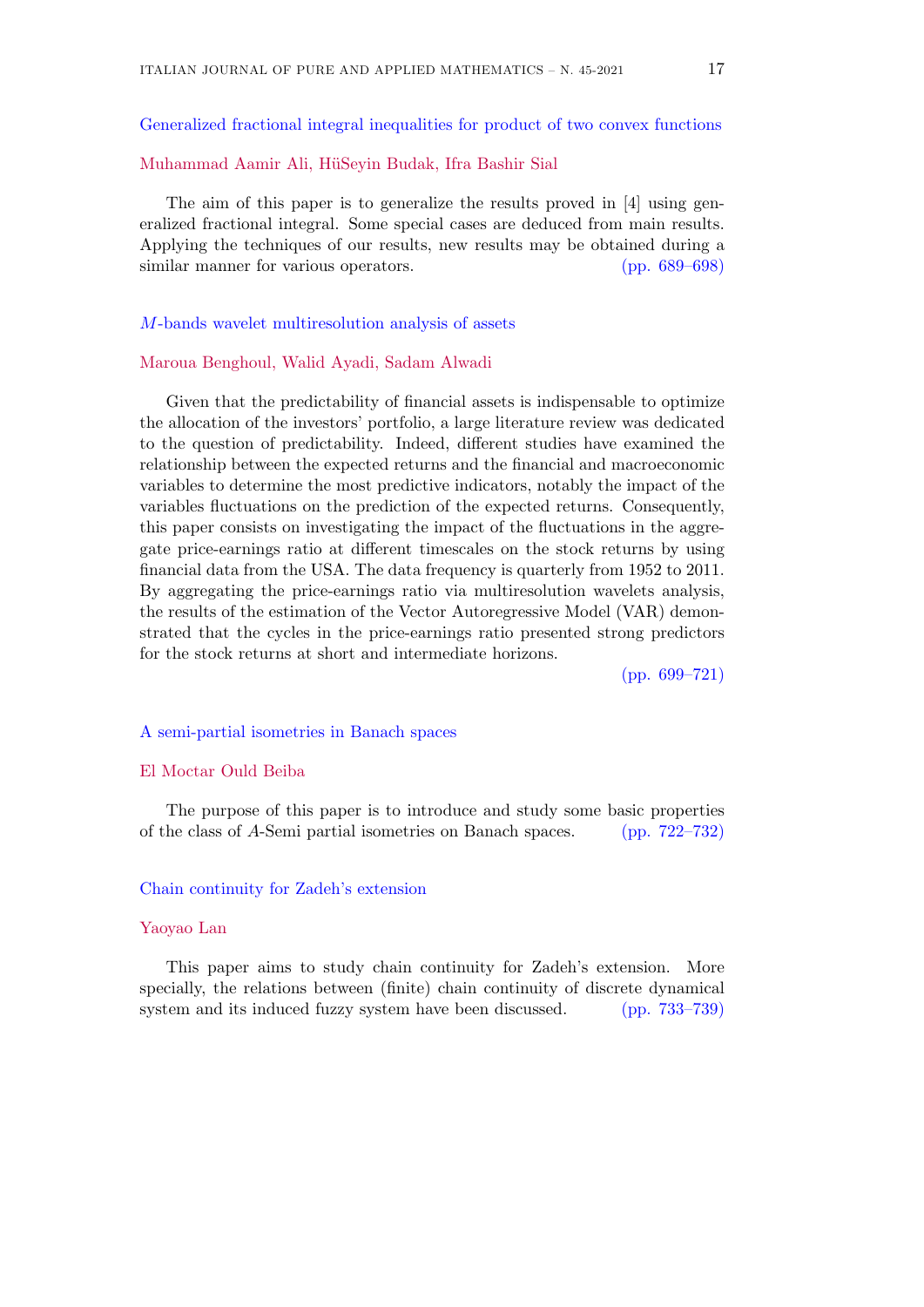## Generalized fractional integral inequalities for product of two convex functions

Muhammad Aamir Ali, HüSeyin Budak, Ifra Bashir Sial

The aim of this paper is to generalize the results proved in [4] using generalized fractional integral. Some special cases are deduced from main results. Applying the techniques of our results, new results may be obtained during a similar manner for various operators. (pp. 689–698)

## $M$-bands wavelet multiresolution analysis of assets

Maroua Benghoul, Walid Ayadi, Sadam Alwadi

Given that the predictability of financial assets is indispensable to optimize the allocation of the investors' portfolio, a large literature review was dedicated to the question of predictability. Indeed, different studies have examined the relationship between the expected returns and the financial and macroeconomic variables to determine the most predictive indicators, notably the impact of the variables fluctuations on the prediction of the expected returns. Consequently, this paper consists on investigating the impact of the fluctuations in the aggregate price-earnings ratio at different timescales on the stock returns by using financial data from the USA. The data frequency is quarterly from 1952 to 2011. By aggregating the price-earnings ratio via multiresolution wavelets analysis, the results of the estimation of the Vector Autoregressive Model (VAR) demonstrated that the cycles in the price-earnings ratio presented strong predictors for the stock returns at short and intermediate horizons.

(pp. 699–721)

## A semi-partial isometries in Banach spaces

El Moctar Ould Beiba

The purpose of this paper is to introduce and study some basic properties of the class of $A$-Semi partial isometries on Banach spaces. (pp. 722–732)

## Chain continuity for Zadeh's extension

Yaoyao Lan

This paper aims to study chain continuity for Zadeh's extension. More specially, the relations between (finite) chain continuity of discrete dynamical system and its induced fuzzy system have been discussed. (pp. 733–739)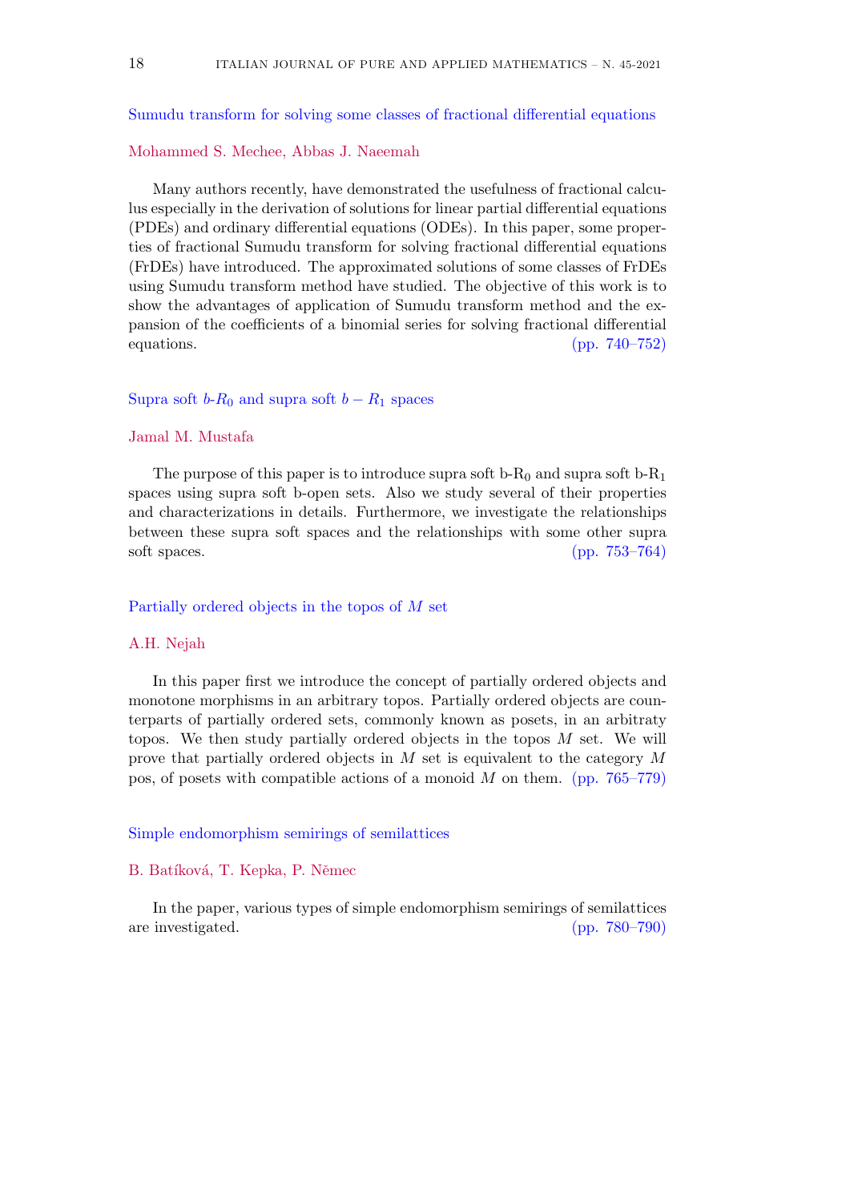## Sumudu transform for solving some classes of fractional differential equations

Mohammed S. Mechee, Abbas J. Naeemah

Many authors recently, have demonstrated the usefulness of fractional calculus especially in the derivation of solutions for linear partial differential equations (PDEs) and ordinary differential equations (ODEs). In this paper, some properties of fractional Sumudu transform for solving fractional differential equations (FrDEs) have introduced. The approximated solutions of some classes of FrDEs using Sumudu transform method have studied. The objective of this work is to show the advantages of application of Sumudu transform method and the expansion of the coefficients of a binomial series for solving fractional differential equations. (pp. 740–752)

## Supra soft $b$-$R_0$ and supra soft $b - R_1$ spaces

Jamal M. Mustafa

The purpose of this paper is to introduce supra soft b-$R_0$ and supra soft b-$R_1$ spaces using supra soft b-open sets. Also we study several of their properties and characterizations in details. Furthermore, we investigate the relationships between these supra soft spaces and the relationships with some other supra soft spaces. (pp. 753–764)

## Partially ordered objects in the topos of $M$ set

A.H. Nejah

In this paper first we introduce the concept of partially ordered objects and monotone morphisms in an arbitrary topos. Partially ordered objects are counterparts of partially ordered sets, commonly known as posets, in an arbitraty topos. We then study partially ordered objects in the topos $M$ set. We will prove that partially ordered objects in $M$ set is equivalent to the category $M$ pos, of posets with compatible actions of a monoid $M$ on them. (pp. 765–779)

## Simple endomorphism semirings of semilattices

B. Batíková, T. Kepka, P. Němec

In the paper, various types of simple endomorphism semirings of semilattices are investigated. (pp. 780–790)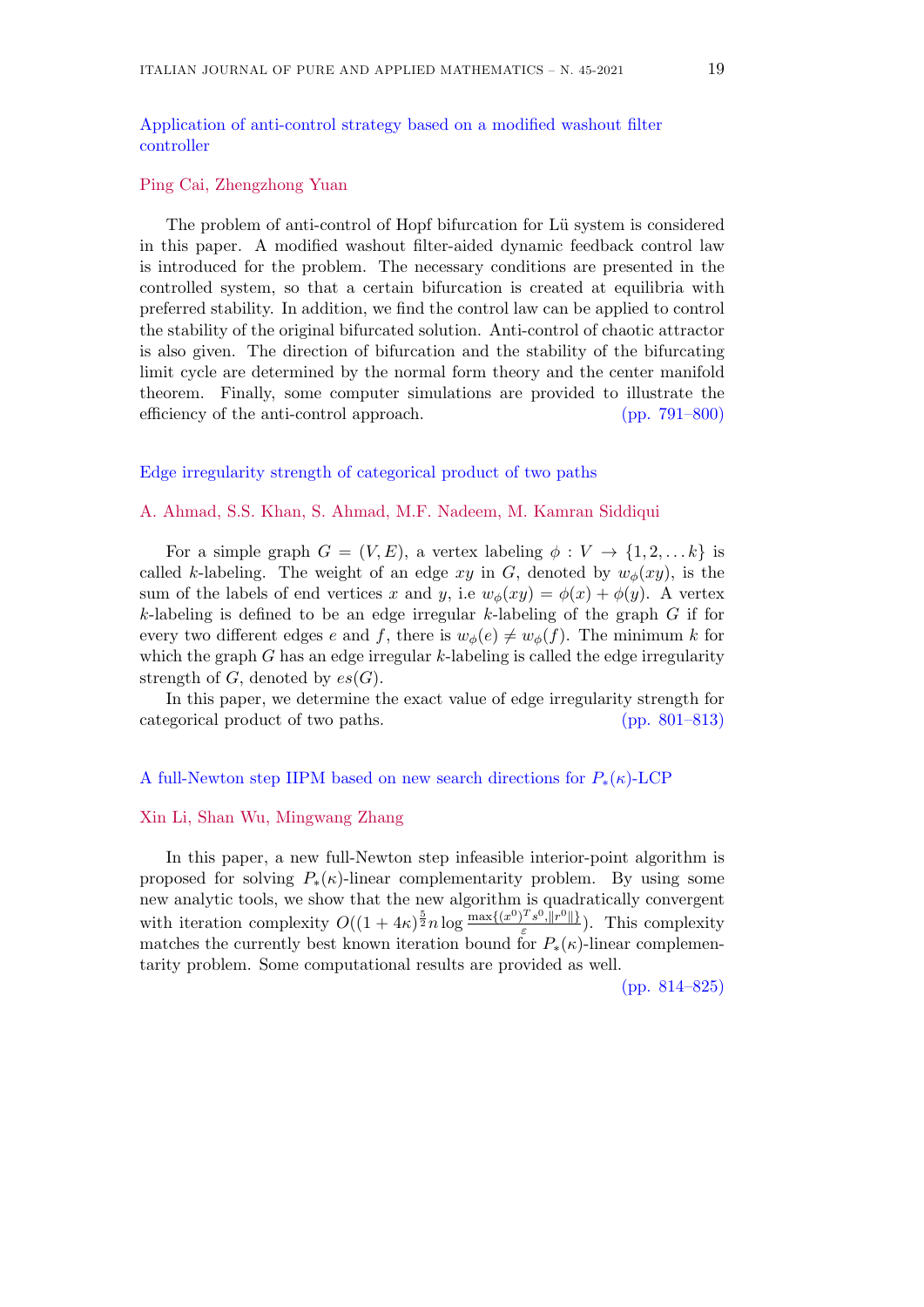## Application of anti-control strategy based on a modified washout filter controller

Ping Cai, Zhengzhong Yuan

The problem of anti-control of Hopf bifurcation for Lü system is considered in this paper. A modified washout filter-aided dynamic feedback control law is introduced for the problem. The necessary conditions are presented in the controlled system, so that a certain bifurcation is created at equilibria with preferred stability. In addition, we find the control law can be applied to control the stability of the original bifurcated solution. Anti-control of chaotic attractor is also given. The direction of bifurcation and the stability of the bifurcating limit cycle are determined by the normal form theory and the center manifold theorem. Finally, some computer simulations are provided to illustrate the efficiency of the anti-control approach. (pp. 791–800)

## Edge irregularity strength of categorical product of two paths

A. Ahmad, S.S. Khan, S. Ahmad, M.F. Nadeem, M. Kamran Siddiqui

For a simple graph $G = (V, E)$, a vertex labeling $\phi : V \rightarrow \{1, 2, \ldots k\}$ is called $k$-labeling. The weight of an edge $xy$ in $G$, denoted by $w_\phi(xy)$, is the sum of the labels of end vertices $x$ and $y$, i.e $w_\phi(xy) = \phi(x) + \phi(y)$. A vertex $k$-labeling is defined to be an edge irregular $k$-labeling of the graph $G$ if for every two different edges $e$ and $f$, there is $w_\phi(e) \neq w_\phi(f)$. The minimum $k$ for which the graph $G$ has an edge irregular $k$-labeling is called the edge irregularity strength of $G$, denoted by $es(G)$.

In this paper, we determine the exact value of edge irregularity strength for categorical product of two paths. (pp. 801–813)

## A full-Newton step IIPM based on new search directions for $P_*(\kappa)$-LCP

Xin Li, Shan Wu, Mingwang Zhang

In this paper, a new full-Newton step infeasible interior-point algorithm is proposed for solving $P_*(\kappa)$-linear complementarity problem. By using some new analytic tools, we show that the new algorithm is quadratically convergent with iteration complexity $O((1+4\kappa)^{\frac{5}{2}} n \log \frac{\max\{(x^0)^T s^0, \|r^0\|\}}{\varepsilon})$. This complexity matches the currently best known iteration bound for $P_*(\kappa)$-linear complementarity problem. Some computational results are provided as well.

(pp. 814–825)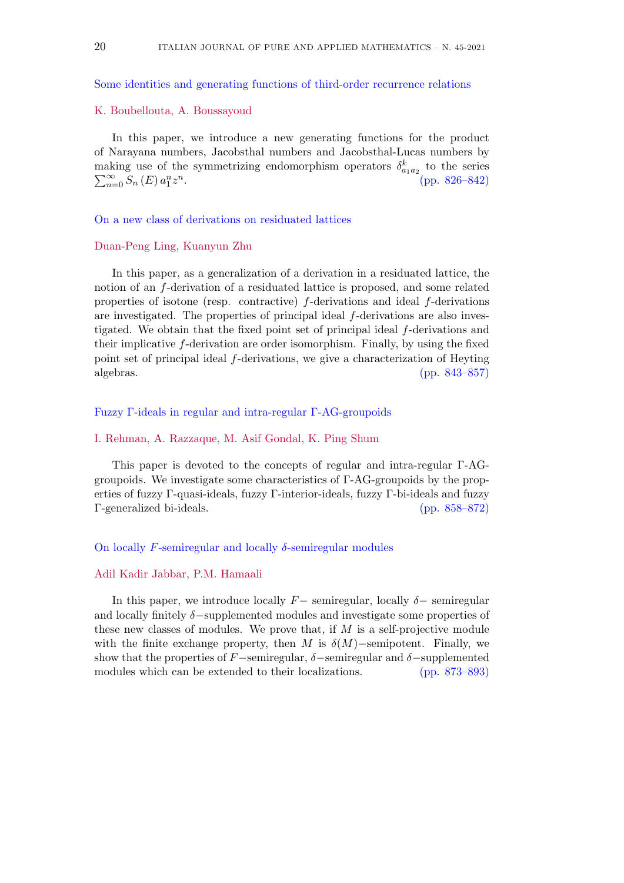Some identities and generating functions of third-order recurrence relations

K. Boubellouta, A. Boussayoud

In this paper, we introduce a new generating functions for the product of Narayana numbers, Jacobsthal numbers and Jacobsthal-Lucas numbers by making use of the symmetrizing endomorphism operators $\delta^{k}_{a_1 a_2}$ to the series $\sum_{n=0}^{\infty} S_n(E)\, a_1^n z^n$. (pp. 826–842)

On a new class of derivations on residuated lattices

Duan-Peng Ling, Kuanyun Zhu

In this paper, as a generalization of a derivation in a residuated lattice, the notion of an $f$-derivation of a residuated lattice is proposed, and some related properties of isotone (resp. contractive) $f$-derivations and ideal $f$-derivations are investigated. The properties of principal ideal $f$-derivations are also investigated. We obtain that the fixed point set of principal ideal $f$-derivations and their implicative $f$-derivation are order isomorphism. Finally, by using the fixed point set of principal ideal $f$-derivations, we give a characterization of Heyting algebras. (pp. 843–857)

Fuzzy Γ-ideals in regular and intra-regular Γ-AG-groupoids

I. Rehman, A. Razzaque, M. Asif Gondal, K. Ping Shum

This paper is devoted to the concepts of regular and intra-regular Γ-AG-groupoids. We investigate some characteristics of Γ-AG-groupoids by the properties of fuzzy Γ-quasi-ideals, fuzzy Γ-interior-ideals, fuzzy Γ-bi-ideals and fuzzy Γ-generalized bi-ideals. (pp. 858–872)

On locally $F$-semiregular and locally $\delta$-semiregular modules

Adil Kadir Jabbar, P.M. Hamaali

In this paper, we introduce locally $F-$ semiregular, locally $\delta-$ semiregular and locally finitely $\delta-$supplemented modules and investigate some properties of these new classes of modules. We prove that, if $M$ is a self-projective module with the finite exchange property, then $M$ is $\delta(M)-$semipotent. Finally, we show that the properties of $F-$semiregular, $\delta-$semiregular and $\delta-$supplemented modules which can be extended to their localizations. (pp. 873–893)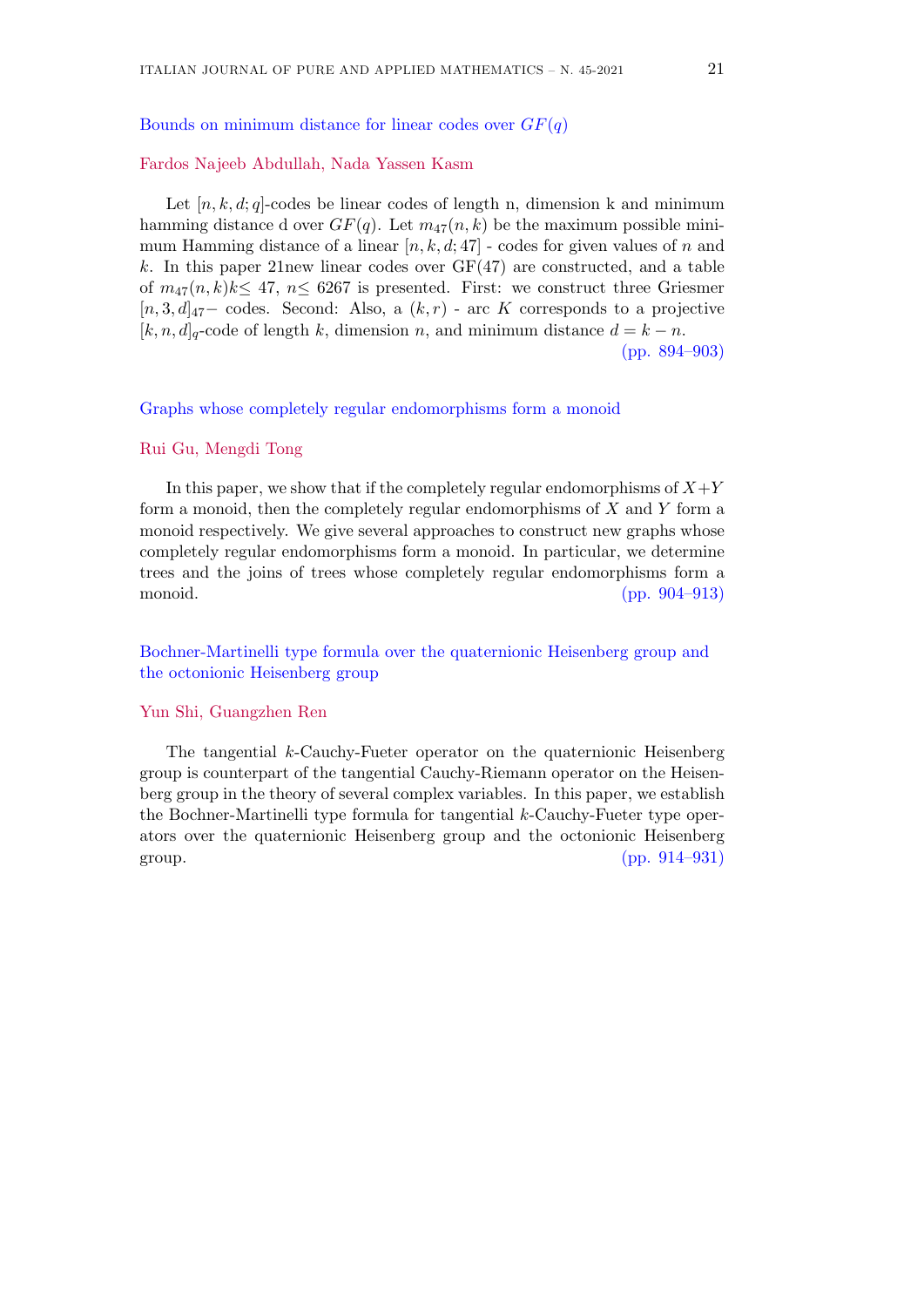## Bounds on minimum distance for linear codes over $GF(q)$

Fardos Najeeb Abdullah, Nada Yassen Kasm

Let $[n, k, d; q]$-codes be linear codes of length n, dimension k and minimum hamming distance d over $GF(q)$. Let $m_{47}(n, k)$ be the maximum possible minimum Hamming distance of a linear $[n, k, d; 47]$ - codes for given values of $n$ and $k$. In this paper 21new linear codes over GF(47) are constructed, and a table of $m_{47}(n, k)k \leq 47$, $n \leq 6267$ is presented. First: we construct three Griesmer $[n, 3, d]_{47}-$ codes. Second: Also, a $(k, r)$ - arc $K$ corresponds to a projective $[k, n, d]_q$-code of length $k$, dimension $n$, and minimum distance $d = k - n$.
(pp. 894–903)

## Graphs whose completely regular endomorphisms form a monoid

Rui Gu, Mengdi Tong

In this paper, we show that if the completely regular endomorphisms of $X+Y$ form a monoid, then the completely regular endomorphisms of $X$ and $Y$ form a monoid respectively. We give several approaches to construct new graphs whose completely regular endomorphisms form a monoid. In particular, we determine trees and the joins of trees whose completely regular endomorphisms form a monoid.
(pp. 904–913)

## Bochner-Martinelli type formula over the quaternionic Heisenberg group and the octonionic Heisenberg group

Yun Shi, Guangzhen Ren

The tangential $k$-Cauchy-Fueter operator on the quaternionic Heisenberg group is counterpart of the tangential Cauchy-Riemann operator on the Heisenberg group in the theory of several complex variables. In this paper, we establish the Bochner-Martinelli type formula for tangential $k$-Cauchy-Fueter type operators over the quaternionic Heisenberg group and the octonionic Heisenberg group.
(pp. 914–931)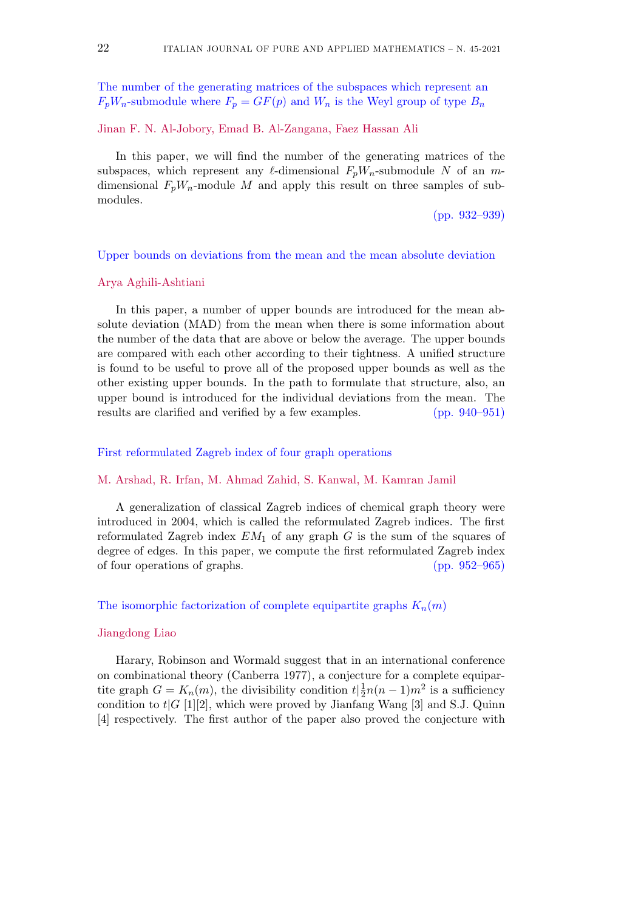## The number of the generating matrices of the subspaces which represent an $F_pW_n$-submodule where $F_p = GF(p)$ and $W_n$ is the Weyl group of type $B_n$

Jinan F. N. Al-Jobory, Emad B. Al-Zangana, Faez Hassan Ali

In this paper, we will find the number of the generating matrices of the subspaces, which represent any $\ell$-dimensional $F_pW_n$-submodule $N$ of an $m$-dimensional $F_pW_n$-module $M$ and apply this result on three samples of submodules.

(pp. 932–939)

## Upper bounds on deviations from the mean and the mean absolute deviation

Arya Aghili-Ashtiani

In this paper, a number of upper bounds are introduced for the mean absolute deviation (MAD) from the mean when there is some information about the number of the data that are above or below the average. The upper bounds are compared with each other according to their tightness. A unified structure is found to be useful to prove all of the proposed upper bounds as well as the other existing upper bounds. In the path to formulate that structure, also, an upper bound is introduced for the individual deviations from the mean. The results are clarified and verified by a few examples. (pp. 940–951)

## First reformulated Zagreb index of four graph operations

M. Arshad, R. Irfan, M. Ahmad Zahid, S. Kanwal, M. Kamran Jamil

A generalization of classical Zagreb indices of chemical graph theory were introduced in 2004, which is called the reformulated Zagreb indices. The first reformulated Zagreb index $EM_1$ of any graph $G$ is the sum of the squares of degree of edges. In this paper, we compute the first reformulated Zagreb index of four operations of graphs. (pp. 952–965)

## The isomorphic factorization of complete equipartite graphs $K_n(m)$

Jiangdong Liao

Harary, Robinson and Wormald suggest that in an international conference on combinational theory (Canberra 1977), a conjecture for a complete equipartite graph $G = K_n(m)$, the divisibility condition $t|\frac{1}{2}n(n-1)m^2$ is a sufficiency condition to $t|G$ [1][2], which were proved by Jianfang Wang [3] and S.J. Quinn [4] respectively. The first author of the paper also proved the conjecture with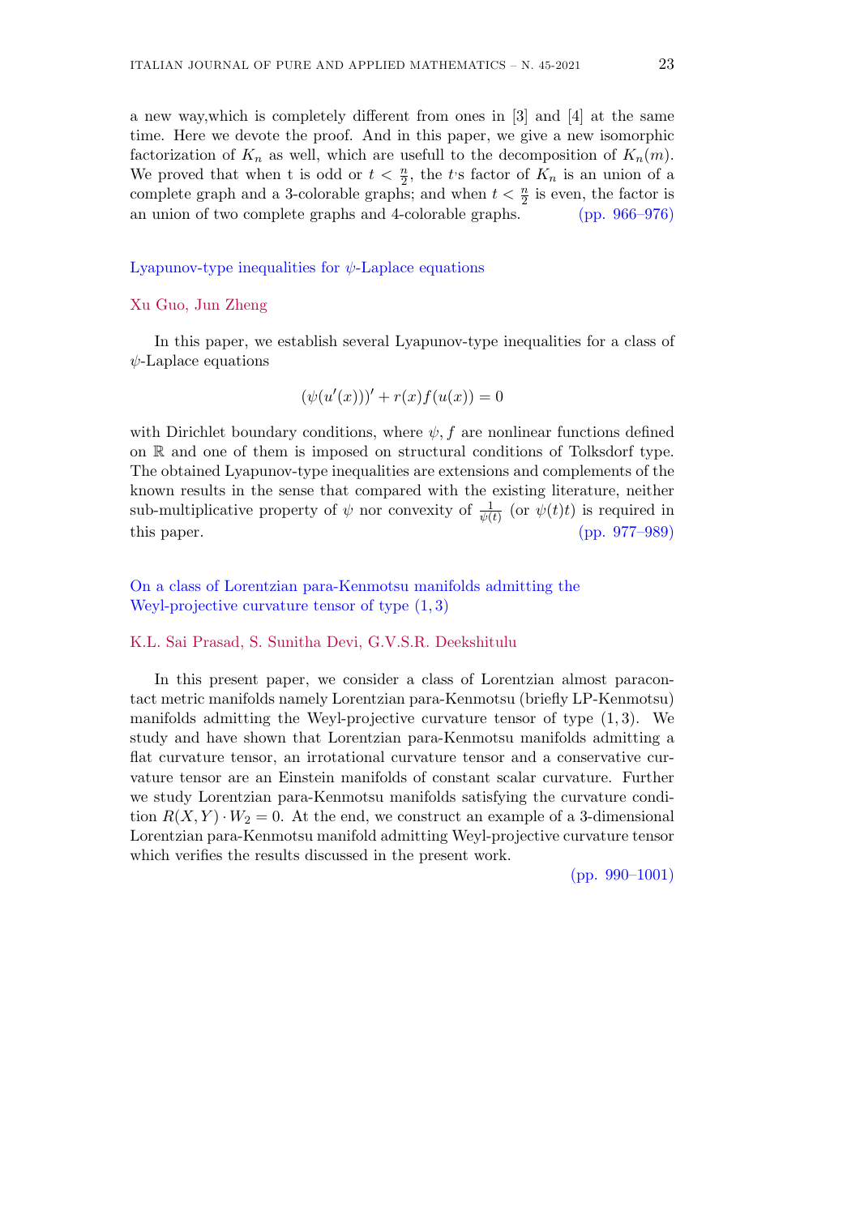a new way,which is completely different from ones in [3] and [4] at the same time. Here we devote the proof. And in this paper, we give a new isomorphic factorization of $K_n$ as well, which are usefull to the decomposition of $K_n(m)$. We proved that when t is odd or $t < \frac{n}{2}$, the $t$'s factor of $K_n$ is an union of a complete graph and a 3-colorable graphs; and when $t < \frac{n}{2}$ is even, the factor is an union of two complete graphs and 4-colorable graphs. (pp. 966–976)

## Lyapunov-type inequalities for $\psi$-Laplace equations

Xu Guo, Jun Zheng

In this paper, we establish several Lyapunov-type inequalities for a class of $\psi$-Laplace equations

$$(\psi(u'(x)))' + r(x)f(u(x)) = 0$$

with Dirichlet boundary conditions, where $\psi, f$ are nonlinear functions defined on $\mathbb{R}$ and one of them is imposed on structural conditions of Tolksdorf type. The obtained Lyapunov-type inequalities are extensions and complements of the known results in the sense that compared with the existing literature, neither sub-multiplicative property of $\psi$ nor convexity of $\frac{1}{\psi(t)}$ (or $\psi(t)t$) is required in this paper. (pp. 977–989)

## On a class of Lorentzian para-Kenmotsu manifolds admitting the Weyl-projective curvature tensor of type $(1,3)$

K.L. Sai Prasad, S. Sunitha Devi, G.V.S.R. Deekshitulu

In this present paper, we consider a class of Lorentzian almost paracontact metric manifolds namely Lorentzian para-Kenmotsu (briefly LP-Kenmotsu) manifolds admitting the Weyl-projective curvature tensor of type $(1,3)$. We study and have shown that Lorentzian para-Kenmotsu manifolds admitting a flat curvature tensor, an irrotational curvature tensor and a conservative curvature tensor are an Einstein manifolds of constant scalar curvature. Further we study Lorentzian para-Kenmotsu manifolds satisfying the curvature condition $R(X,Y) \cdot W_2 = 0$. At the end, we construct an example of a 3-dimensional Lorentzian para-Kenmotsu manifold admitting Weyl-projective curvature tensor which verifies the results discussed in the present work.

(pp. 990–1001)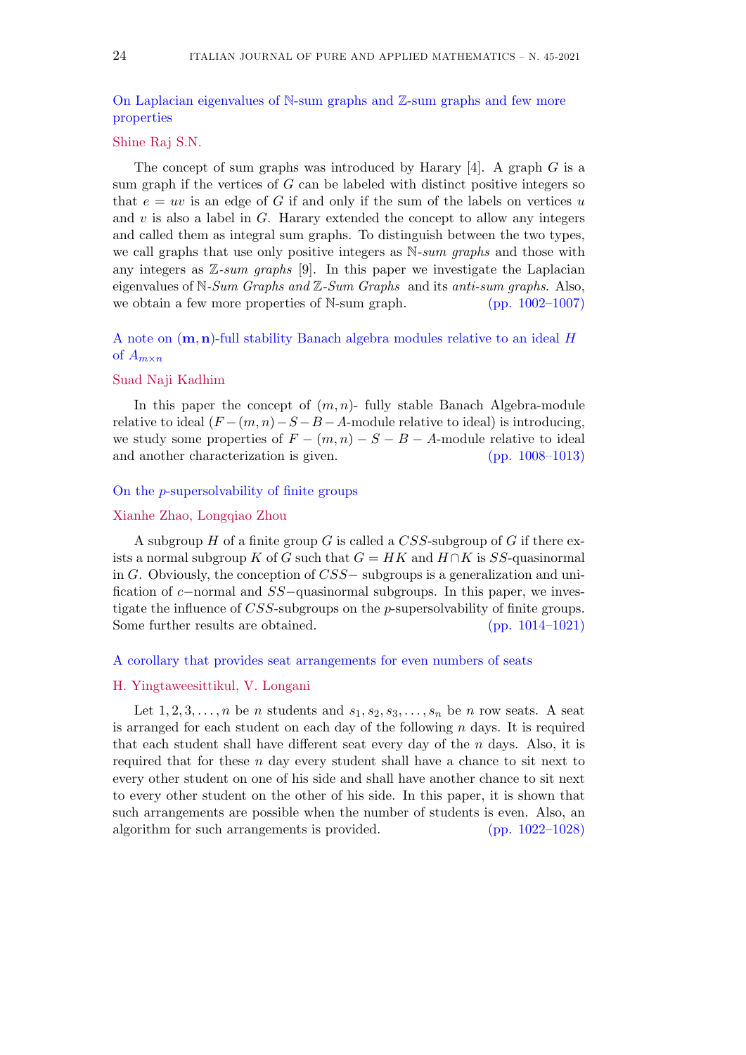## On Laplacian eigenvalues of $\mathbb{N}$-sum graphs and $\mathbb{Z}$-sum graphs and few more properties

Shine Raj S.N.

The concept of sum graphs was introduced by Harary [4]. A graph $G$ is a sum graph if the vertices of $G$ can be labeled with distinct positive integers so that $e = uv$ is an edge of $G$ if and only if the sum of the labels on vertices $u$ and $v$ is also a label in $G$. Harary extended the concept to allow any integers and called them as integral sum graphs. To distinguish between the two types, we call graphs that use only positive integers as $\mathbb{N}$-*sum graphs* and those with any integers as $\mathbb{Z}$-*sum graphs* [9]. In this paper we investigate the Laplacian eigenvalues of $\mathbb{N}$-*Sum Graphs and* $\mathbb{Z}$-*Sum Graphs* and its *anti-sum graphs*. Also, we obtain a few more properties of $\mathbb{N}$-sum graph. (pp. 1002–1007)

## A note on $(\mathbf{m},\mathbf{n})$-full stability Banach algebra modules relative to an ideal $H$ of $A_{m\times n}$

Suad Naji Kadhim

In this paper the concept of $(m,n)$- fully stable Banach Algebra-module relative to ideal ($F-(m,n)-S-B-A$-module relative to ideal) is introducing, we study some properties of $F-(m,n)-S-B-A$-module relative to ideal and another characterization is given. (pp. 1008–1013)

## On the $p$-supersolvability of finite groups

Xianhe Zhao, Longqiao Zhou

A subgroup $H$ of a finite group $G$ is called a $CSS$-subgroup of $G$ if there exists a normal subgroup $K$ of $G$ such that $G = HK$ and $H \cap K$ is $SS$-quasinormal in $G$. Obviously, the conception of $CSS-$ subgroups is a generalization and unification of $c-$normal and $SS-$quasinormal subgroups. In this paper, we investigate the influence of $CSS$-subgroups on the $p$-supersolvability of finite groups. Some further results are obtained. (pp. 1014–1021)

## A corollary that provides seat arrangements for even numbers of seats

H. Yingtaweesittikul, V. Longani

Let $1, 2, 3, \ldots, n$ be $n$ students and $s_1, s_2, s_3, \ldots, s_n$ be $n$ row seats. A seat is arranged for each student on each day of the following $n$ days. It is required that each student shall have different seat every day of the $n$ days. Also, it is required that for these $n$ day every student shall have a chance to sit next to every other student on one of his side and shall have another chance to sit next to every other student on the other of his side. In this paper, it is shown that such arrangements are possible when the number of students is even. Also, an algorithm for such arrangements is provided. (pp. 1022–1028)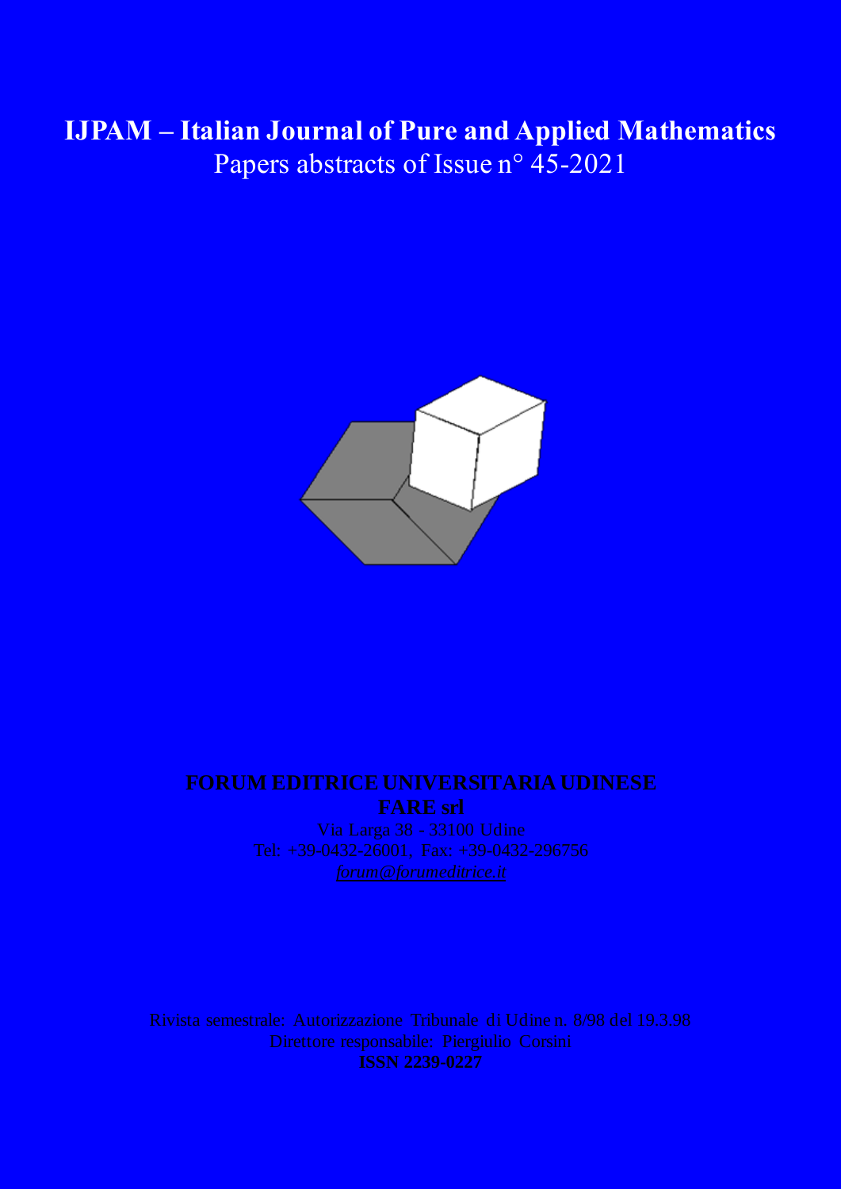**IJPAM – Italian Journal of Pure and Applied Mathematics**

Papers abstracts of Issue n° 45-2021

**FORUM EDITRICE UNIVERSITARIA UDINESE**

**FARE srl**

Via Larga 38 - 33100 Udine

Tel: +39-0432-26001, Fax: +39-0432-296756

*forum@forumeditrice.it*

Rivista semestrale: Autorizzazione Tribunale di Udine n. 8/98 del 19.3.98

Direttore responsabile: Piergiulio Corsini

**ISSN 2239-0227**